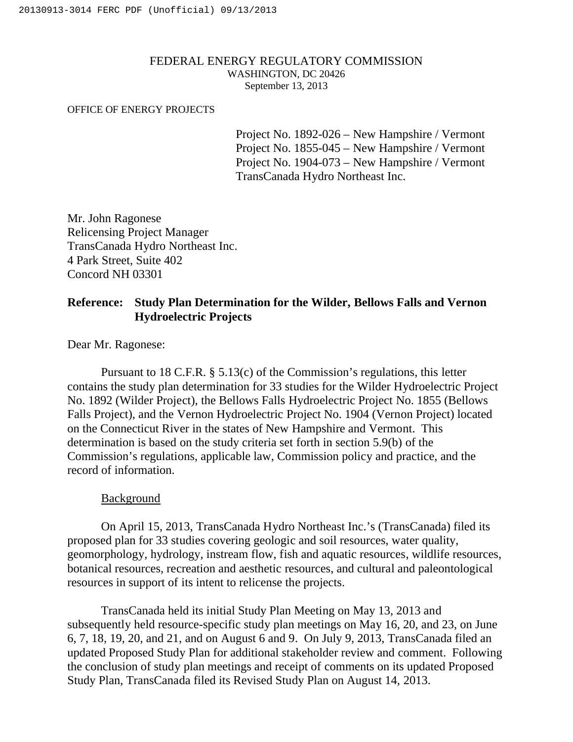FEDERAL ENERGY REGULATORY COMMISSION
WASHINGTON, DC 20426
September 13, 2013

OFFICE OF ENERGY PROJECTS

Project No. 1892-026 – New Hampshire / Vermont
Project No. 1855-045 – New Hampshire / Vermont
Project No. 1904-073 – New Hampshire / Vermont
TransCanada Hydro Northeast Inc.

Mr. John Ragonese
Relicensing Project Manager
TransCanada Hydro Northeast Inc.
4 Park Street, Suite 402
Concord NH 03301

**Reference: Study Plan Determination for the Wilder, Bellows Falls and Vernon Hydroelectric Projects**

Dear Mr. Ragonese:

Pursuant to 18 C.F.R. § 5.13(c) of the Commission's regulations, this letter contains the study plan determination for 33 studies for the Wilder Hydroelectric Project No. 1892 (Wilder Project), the Bellows Falls Hydroelectric Project No. 1855 (Bellows Falls Project), and the Vernon Hydroelectric Project No. 1904 (Vernon Project) located on the Connecticut River in the states of New Hampshire and Vermont. This determination is based on the study criteria set forth in section 5.9(b) of the Commission's regulations, applicable law, Commission policy and practice, and the record of information.

Background

On April 15, 2013, TransCanada Hydro Northeast Inc.'s (TransCanada) filed its proposed plan for 33 studies covering geologic and soil resources, water quality, geomorphology, hydrology, instream flow, fish and aquatic resources, wildlife resources, botanical resources, recreation and aesthetic resources, and cultural and paleontological resources in support of its intent to relicense the projects.

TransCanada held its initial Study Plan Meeting on May 13, 2013 and subsequently held resource-specific study plan meetings on May 16, 20, and 23, on June 6, 7, 18, 19, 20, and 21, and on August 6 and 9. On July 9, 2013, TransCanada filed an updated Proposed Study Plan for additional stakeholder review and comment. Following the conclusion of study plan meetings and receipt of comments on its updated Proposed Study Plan, TransCanada filed its Revised Study Plan on August 14, 2013.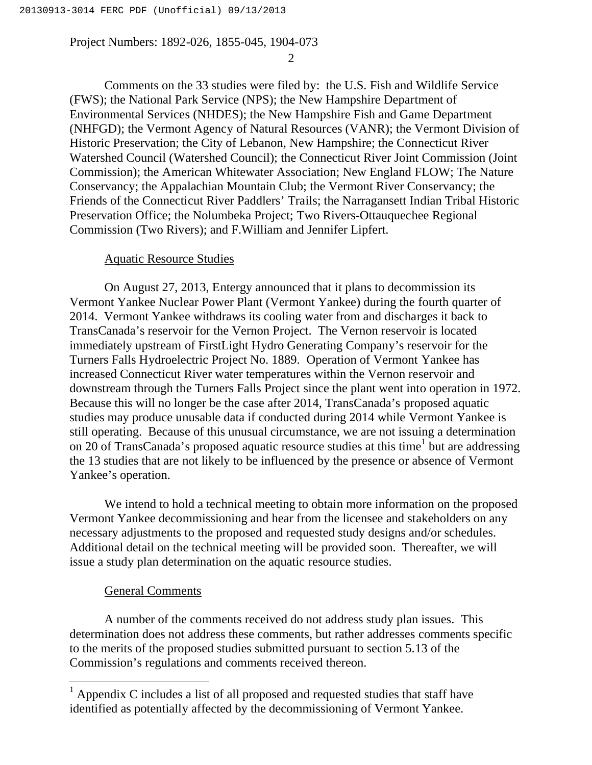Comments on the 33 studies were filed by: the U.S. Fish and Wildlife Service (FWS); the National Park Service (NPS); the New Hampshire Department of Environmental Services (NHDES); the New Hampshire Fish and Game Department (NHFGD); the Vermont Agency of Natural Resources (VANR); the Vermont Division of Historic Preservation; the City of Lebanon, New Hampshire; the Connecticut River Watershed Council (Watershed Council); the Connecticut River Joint Commission (Joint Commission); the American Whitewater Association; New England FLOW; The Nature Conservancy; the Appalachian Mountain Club; the Vermont River Conservancy; the Friends of the Connecticut River Paddlers' Trails; the Narragansett Indian Tribal Historic Preservation Office; the Nolumbeka Project; Two Rivers-Ottauquechee Regional Commission (Two Rivers); and F.William and Jennifer Lipfert.

Aquatic Resource Studies

On August 27, 2013, Entergy announced that it plans to decommission its Vermont Yankee Nuclear Power Plant (Vermont Yankee) during the fourth quarter of 2014. Vermont Yankee withdraws its cooling water from and discharges it back to TransCanada's reservoir for the Vernon Project. The Vernon reservoir is located immediately upstream of FirstLight Hydro Generating Company's reservoir for the Turners Falls Hydroelectric Project No. 1889. Operation of Vermont Yankee has increased Connecticut River water temperatures within the Vernon reservoir and downstream through the Turners Falls Project since the plant went into operation in 1972. Because this will no longer be the case after 2014, TransCanada's proposed aquatic studies may produce unusable data if conducted during 2014 while Vermont Yankee is still operating. Because of this unusual circumstance, we are not issuing a determination on 20 of TransCanada's proposed aquatic resource studies at this time[1] but are addressing the 13 studies that are not likely to be influenced by the presence or absence of Vermont Yankee's operation.

We intend to hold a technical meeting to obtain more information on the proposed Vermont Yankee decommissioning and hear from the licensee and stakeholders on any necessary adjustments to the proposed and requested study designs and/or schedules. Additional detail on the technical meeting will be provided soon. Thereafter, we will issue a study plan determination on the aquatic resource studies.

General Comments

A number of the comments received do not address study plan issues. This determination does not address these comments, but rather addresses comments specific to the merits of the proposed studies submitted pursuant to section 5.13 of the Commission's regulations and comments received thereon.

[1] Appendix C includes a list of all proposed and requested studies that staff have identified as potentially affected by the decommissioning of Vermont Yankee.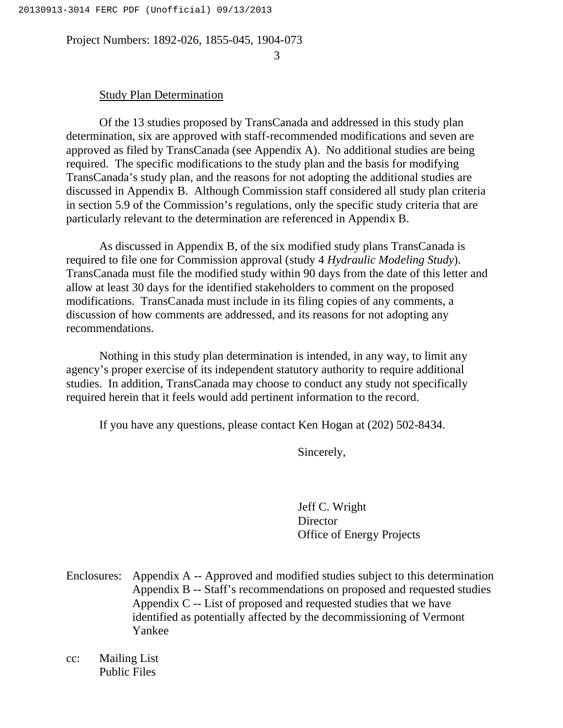Study Plan Determination

Of the 13 studies proposed by TransCanada and addressed in this study plan determination, six are approved with staff-recommended modifications and seven are approved as filed by TransCanada (see Appendix A). No additional studies are being required. The specific modifications to the study plan and the basis for modifying TransCanada's study plan, and the reasons for not adopting the additional studies are discussed in Appendix B. Although Commission staff considered all study plan criteria in section 5.9 of the Commission's regulations, only the specific study criteria that are particularly relevant to the determination are referenced in Appendix B.

As discussed in Appendix B, of the six modified study plans TransCanada is required to file one for Commission approval (study 4 *Hydraulic Modeling Study*). TransCanada must file the modified study within 90 days from the date of this letter and allow at least 30 days for the identified stakeholders to comment on the proposed modifications. TransCanada must include in its filing copies of any comments, a discussion of how comments are addressed, and its reasons for not adopting any recommendations.

Nothing in this study plan determination is intended, in any way, to limit any agency's proper exercise of its independent statutory authority to require additional studies. In addition, TransCanada may choose to conduct any study not specifically required herein that it feels would add pertinent information to the record.

If you have any questions, please contact Ken Hogan at (202) 502-8434.

Sincerely,

Jeff C. Wright
Director
Office of Energy Projects

Enclosures: Appendix A -- Approved and modified studies subject to this determination
Appendix B -- Staff's recommendations on proposed and requested studies
Appendix C -- List of proposed and requested studies that we have identified as potentially affected by the decommissioning of Vermont Yankee

cc: Mailing List
Public Files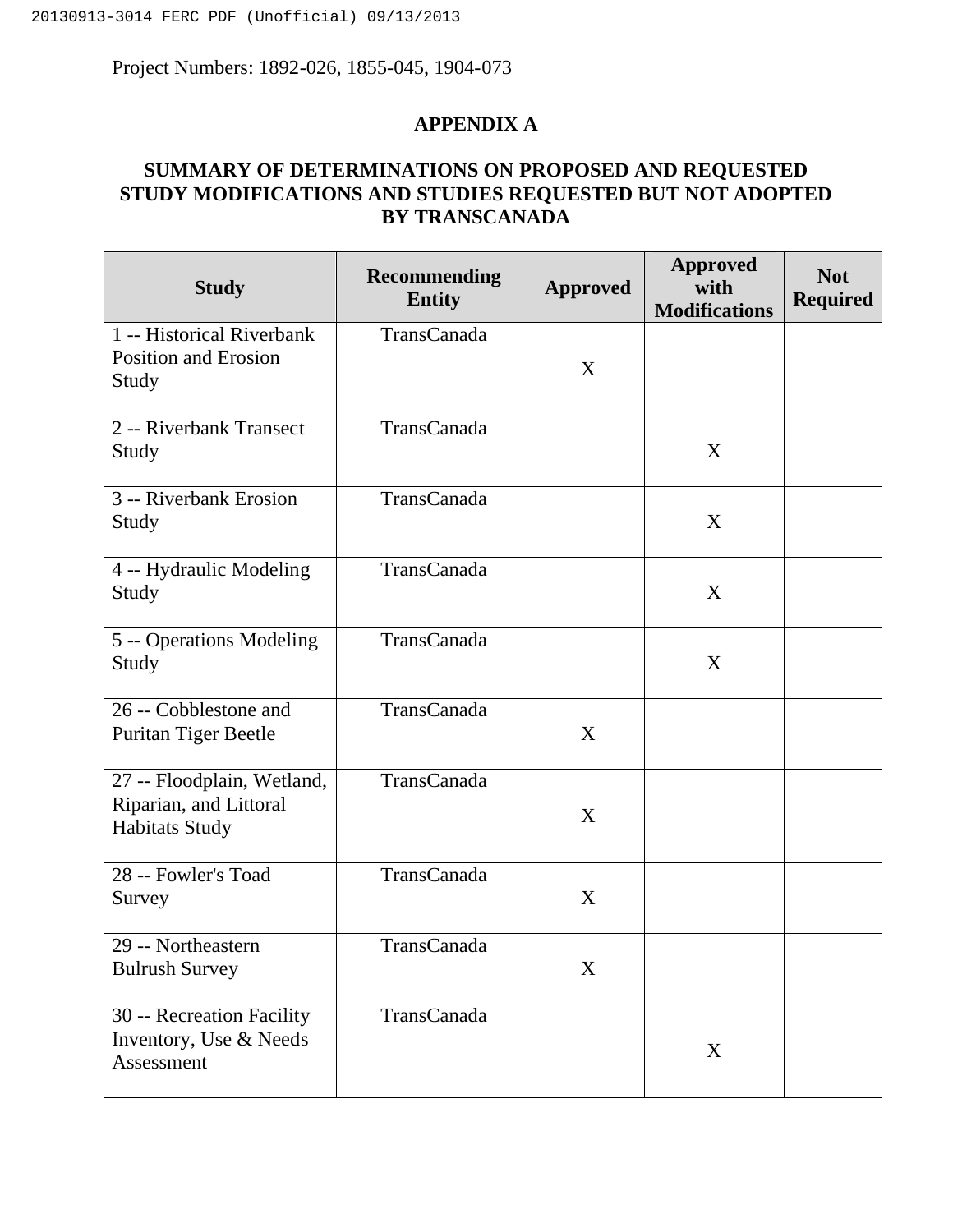Project Numbers: 1892-026, 1855-045, 1904-073

## APPENDIX A

## SUMMARY OF DETERMINATIONS ON PROPOSED AND REQUESTED STUDY MODIFICATIONS AND STUDIES REQUESTED BUT NOT ADOPTED BY TRANSCANADA

| Study | Recommending Entity | Approved | Approved with Modifications | Not Required |
|---|---|---|---|---|
| 1 -- Historical Riverbank Position and Erosion Study | TransCanada | X | | |
| 2 -- Riverbank Transect Study | TransCanada | | X | |
| 3 -- Riverbank Erosion Study | TransCanada | | X | |
| 4 -- Hydraulic Modeling Study | TransCanada | | X | |
| 5 -- Operations Modeling Study | TransCanada | | X | |
| 26 -- Cobblestone and Puritan Tiger Beetle | TransCanada | X | | |
| 27 -- Floodplain, Wetland, Riparian, and Littoral Habitats Study | TransCanada | X | | |
| 28 -- Fowler's Toad Survey | TransCanada | X | | |
| 29 -- Northeastern Bulrush Survey | TransCanada | X | | |
| 30 -- Recreation Facility Inventory, Use & Needs Assessment | TransCanada | | X | |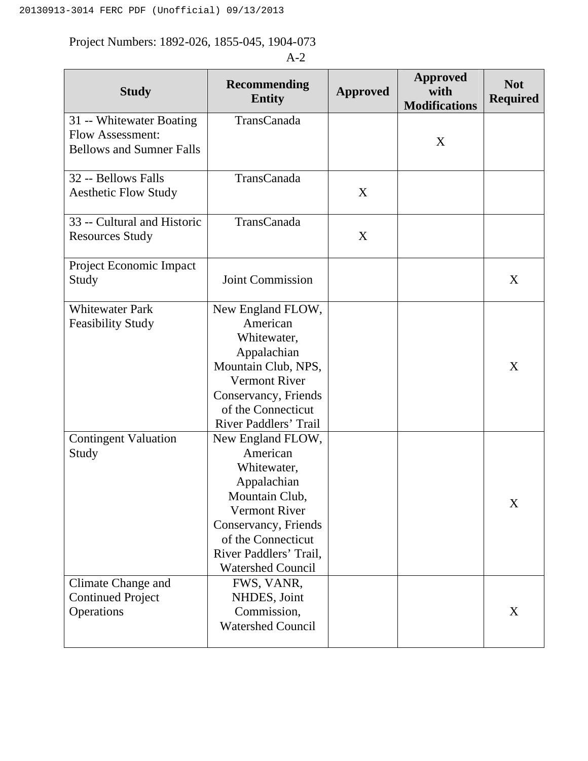Project Numbers: 1892-026, 1855-045, 1904-073

| Study | Recommending Entity | Approved | Approved with Modifications | Not Required |
|---|---|---|---|---|
| 31 -- Whitewater Boating Flow Assessment: Bellows and Sumner Falls | TransCanada | | X | |
| 32 -- Bellows Falls Aesthetic Flow Study | TransCanada | X | | |
| 33 -- Cultural and Historic Resources Study | TransCanada | X | | |
| Project Economic Impact Study | Joint Commission | | | X |
| Whitewater Park Feasibility Study | New England FLOW, American Whitewater, Appalachian Mountain Club, NPS, Vermont River Conservancy, Friends of the Connecticut River Paddlers' Trail | | | X |
| Contingent Valuation Study | New England FLOW, American Whitewater, Appalachian Mountain Club, Vermont River Conservancy, Friends of the Connecticut River Paddlers' Trail, Watershed Council | | | X |
| Climate Change and Continued Project Operations | FWS, VANR, NHDES, Joint Commission, Watershed Council | | | X |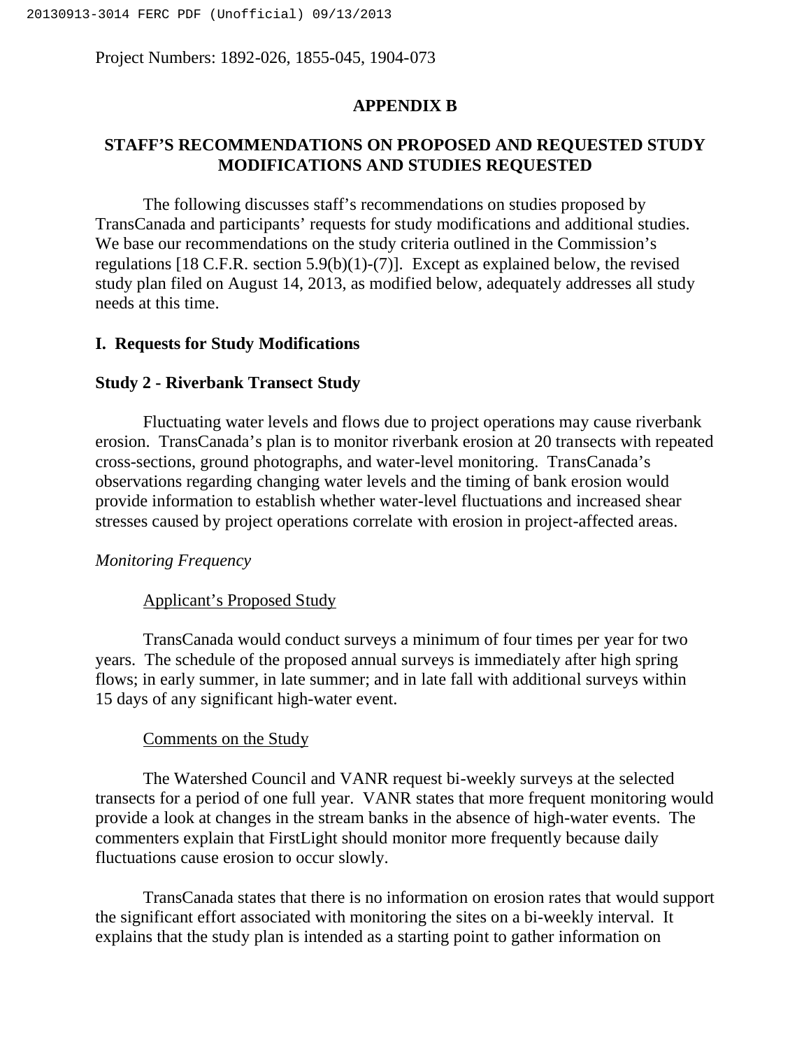Project Numbers: 1892-026, 1855-045, 1904-073

## APPENDIX B

## STAFF'S RECOMMENDATIONS ON PROPOSED AND REQUESTED STUDY MODIFICATIONS AND STUDIES REQUESTED

The following discusses staff's recommendations on studies proposed by TransCanada and participants' requests for study modifications and additional studies. We base our recommendations on the study criteria outlined in the Commission's regulations [18 C.F.R. section 5.9(b)(1)-(7)]. Except as explained below, the revised study plan filed on August 14, 2013, as modified below, adequately addresses all study needs at this time.

### I. Requests for Study Modifications

### Study 2 - Riverbank Transect Study

Fluctuating water levels and flows due to project operations may cause riverbank erosion. TransCanada's plan is to monitor riverbank erosion at 20 transects with repeated cross-sections, ground photographs, and water-level monitoring. TransCanada's observations regarding changing water levels and the timing of bank erosion would provide information to establish whether water-level fluctuations and increased shear stresses caused by project operations correlate with erosion in project-affected areas.

*Monitoring Frequency*

Applicant's Proposed Study

TransCanada would conduct surveys a minimum of four times per year for two years. The schedule of the proposed annual surveys is immediately after high spring flows; in early summer, in late summer; and in late fall with additional surveys within 15 days of any significant high-water event.

Comments on the Study

The Watershed Council and VANR request bi-weekly surveys at the selected transects for a period of one full year. VANR states that more frequent monitoring would provide a look at changes in the stream banks in the absence of high-water events. The commenters explain that FirstLight should monitor more frequently because daily fluctuations cause erosion to occur slowly.

TransCanada states that there is no information on erosion rates that would support the significant effort associated with monitoring the sites on a bi-weekly interval. It explains that the study plan is intended as a starting point to gather information on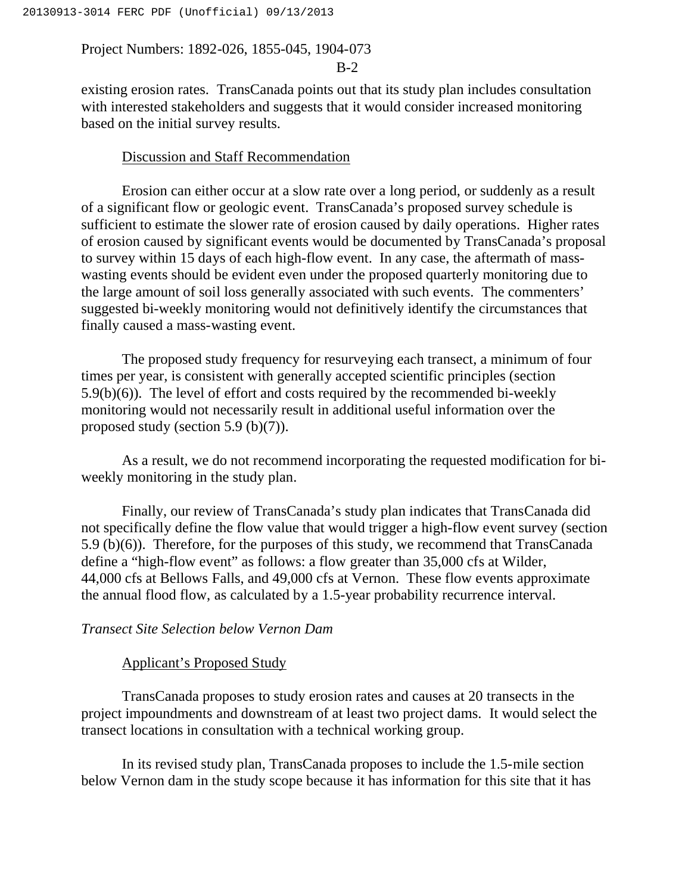existing erosion rates. TransCanada points out that its study plan includes consultation with interested stakeholders and suggests that it would consider increased monitoring based on the initial survey results.

Discussion and Staff Recommendation

Erosion can either occur at a slow rate over a long period, or suddenly as a result of a significant flow or geologic event. TransCanada's proposed survey schedule is sufficient to estimate the slower rate of erosion caused by daily operations. Higher rates of erosion caused by significant events would be documented by TransCanada's proposal to survey within 15 days of each high-flow event. In any case, the aftermath of mass-wasting events should be evident even under the proposed quarterly monitoring due to the large amount of soil loss generally associated with such events. The commenters' suggested bi-weekly monitoring would not definitively identify the circumstances that finally caused a mass-wasting event.

The proposed study frequency for resurveying each transect, a minimum of four times per year, is consistent with generally accepted scientific principles (section 5.9(b)(6)). The level of effort and costs required by the recommended bi-weekly monitoring would not necessarily result in additional useful information over the proposed study (section 5.9 (b)(7)).

As a result, we do not recommend incorporating the requested modification for bi-weekly monitoring in the study plan.

Finally, our review of TransCanada's study plan indicates that TransCanada did not specifically define the flow value that would trigger a high-flow event survey (section 5.9 (b)(6)). Therefore, for the purposes of this study, we recommend that TransCanada define a "high-flow event" as follows: a flow greater than 35,000 cfs at Wilder, 44,000 cfs at Bellows Falls, and 49,000 cfs at Vernon. These flow events approximate the annual flood flow, as calculated by a 1.5-year probability recurrence interval.

*Transect Site Selection below Vernon Dam*

Applicant's Proposed Study

TransCanada proposes to study erosion rates and causes at 20 transects in the project impoundments and downstream of at least two project dams. It would select the transect locations in consultation with a technical working group.

In its revised study plan, TransCanada proposes to include the 1.5-mile section below Vernon dam in the study scope because it has information for this site that it has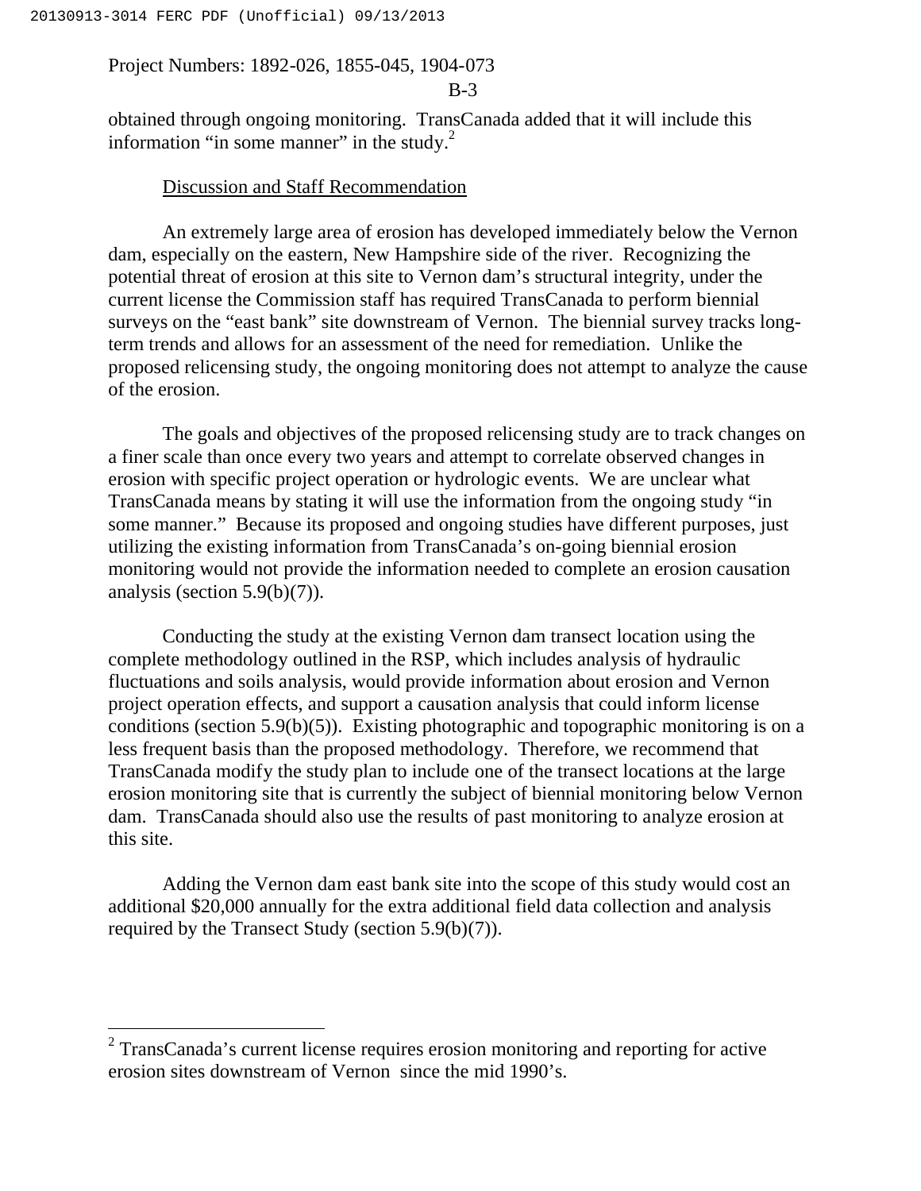obtained through ongoing monitoring. TransCanada added that it will include this information "in some manner" in the study.[2]

Discussion and Staff Recommendation

An extremely large area of erosion has developed immediately below the Vernon dam, especially on the eastern, New Hampshire side of the river. Recognizing the potential threat of erosion at this site to Vernon dam's structural integrity, under the current license the Commission staff has required TransCanada to perform biennial surveys on the "east bank" site downstream of Vernon. The biennial survey tracks long-term trends and allows for an assessment of the need for remediation. Unlike the proposed relicensing study, the ongoing monitoring does not attempt to analyze the cause of the erosion.

The goals and objectives of the proposed relicensing study are to track changes on a finer scale than once every two years and attempt to correlate observed changes in erosion with specific project operation or hydrologic events. We are unclear what TransCanada means by stating it will use the information from the ongoing study "in some manner." Because its proposed and ongoing studies have different purposes, just utilizing the existing information from TransCanada's on-going biennial erosion monitoring would not provide the information needed to complete an erosion causation analysis (section 5.9(b)(7)).

Conducting the study at the existing Vernon dam transect location using the complete methodology outlined in the RSP, which includes analysis of hydraulic fluctuations and soils analysis, would provide information about erosion and Vernon project operation effects, and support a causation analysis that could inform license conditions (section 5.9(b)(5)). Existing photographic and topographic monitoring is on a less frequent basis than the proposed methodology. Therefore, we recommend that TransCanada modify the study plan to include one of the transect locations at the large erosion monitoring site that is currently the subject of biennial monitoring below Vernon dam. TransCanada should also use the results of past monitoring to analyze erosion at this site.

Adding the Vernon dam east bank site into the scope of this study would cost an additional $20,000 annually for the extra additional field data collection and analysis required by the Transect Study (section 5.9(b)(7)).

[2] TransCanada's current license requires erosion monitoring and reporting for active erosion sites downstream of Vernon since the mid 1990's.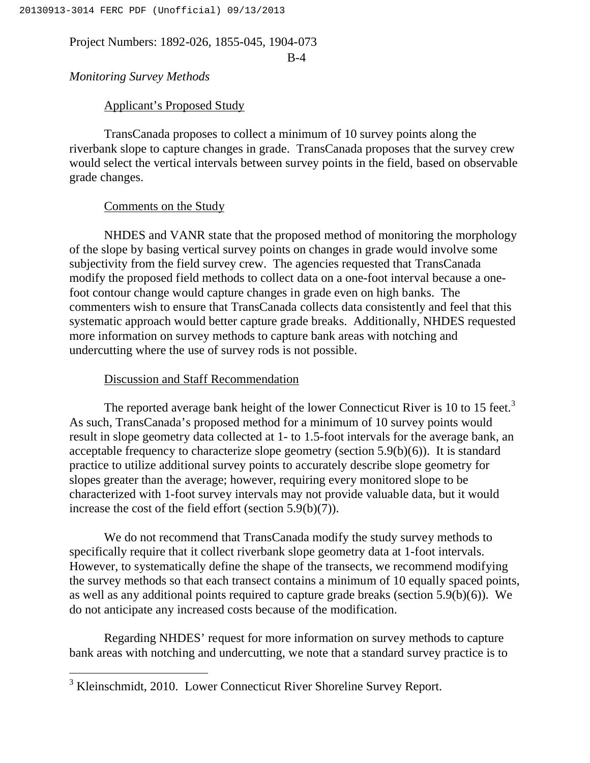*Monitoring Survey Methods*

Applicant's Proposed Study

TransCanada proposes to collect a minimum of 10 survey points along the riverbank slope to capture changes in grade. TransCanada proposes that the survey crew would select the vertical intervals between survey points in the field, based on observable grade changes.

Comments on the Study

NHDES and VANR state that the proposed method of monitoring the morphology of the slope by basing vertical survey points on changes in grade would involve some subjectivity from the field survey crew. The agencies requested that TransCanada modify the proposed field methods to collect data on a one-foot interval because a one-foot contour change would capture changes in grade even on high banks. The commenters wish to ensure that TransCanada collects data consistently and feel that this systematic approach would better capture grade breaks. Additionally, NHDES requested more information on survey methods to capture bank areas with notching and undercutting where the use of survey rods is not possible.

Discussion and Staff Recommendation

The reported average bank height of the lower Connecticut River is 10 to 15 feet.[3] As such, TransCanada's proposed method for a minimum of 10 survey points would result in slope geometry data collected at 1- to 1.5-foot intervals for the average bank, an acceptable frequency to characterize slope geometry (section 5.9(b)(6)). It is standard practice to utilize additional survey points to accurately describe slope geometry for slopes greater than the average; however, requiring every monitored slope to be characterized with 1-foot survey intervals may not provide valuable data, but it would increase the cost of the field effort (section 5.9(b)(7)).

We do not recommend that TransCanada modify the study survey methods to specifically require that it collect riverbank slope geometry data at 1-foot intervals. However, to systematically define the shape of the transects, we recommend modifying the survey methods so that each transect contains a minimum of 10 equally spaced points, as well as any additional points required to capture grade breaks (section 5.9(b)(6)). We do not anticipate any increased costs because of the modification.

Regarding NHDES' request for more information on survey methods to capture bank areas with notching and undercutting, we note that a standard survey practice is to

[3] Kleinschmidt, 2010. Lower Connecticut River Shoreline Survey Report.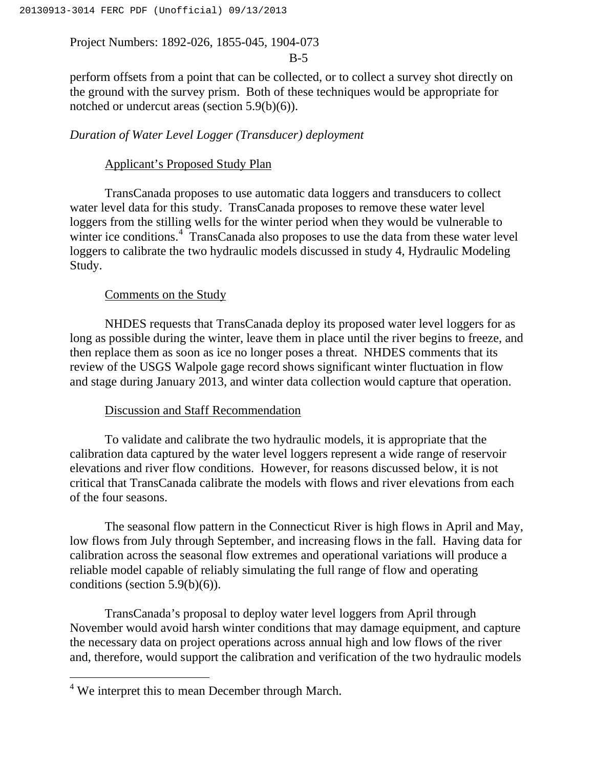perform offsets from a point that can be collected, or to collect a survey shot directly on the ground with the survey prism. Both of these techniques would be appropriate for notched or undercut areas (section 5.9(b)(6)).

*Duration of Water Level Logger (Transducer) deployment*

Applicant's Proposed Study Plan

TransCanada proposes to use automatic data loggers and transducers to collect water level data for this study. TransCanada proposes to remove these water level loggers from the stilling wells for the winter period when they would be vulnerable to winter ice conditions.[4] TransCanada also proposes to use the data from these water level loggers to calibrate the two hydraulic models discussed in study 4, Hydraulic Modeling Study.

Comments on the Study

NHDES requests that TransCanada deploy its proposed water level loggers for as long as possible during the winter, leave them in place until the river begins to freeze, and then replace them as soon as ice no longer poses a threat. NHDES comments that its review of the USGS Walpole gage record shows significant winter fluctuation in flow and stage during January 2013, and winter data collection would capture that operation.

Discussion and Staff Recommendation

To validate and calibrate the two hydraulic models, it is appropriate that the calibration data captured by the water level loggers represent a wide range of reservoir elevations and river flow conditions. However, for reasons discussed below, it is not critical that TransCanada calibrate the models with flows and river elevations from each of the four seasons.

The seasonal flow pattern in the Connecticut River is high flows in April and May, low flows from July through September, and increasing flows in the fall. Having data for calibration across the seasonal flow extremes and operational variations will produce a reliable model capable of reliably simulating the full range of flow and operating conditions (section 5.9(b)(6)).

TransCanada's proposal to deploy water level loggers from April through November would avoid harsh winter conditions that may damage equipment, and capture the necessary data on project operations across annual high and low flows of the river and, therefore, would support the calibration and verification of the two hydraulic models

[4] We interpret this to mean December through March.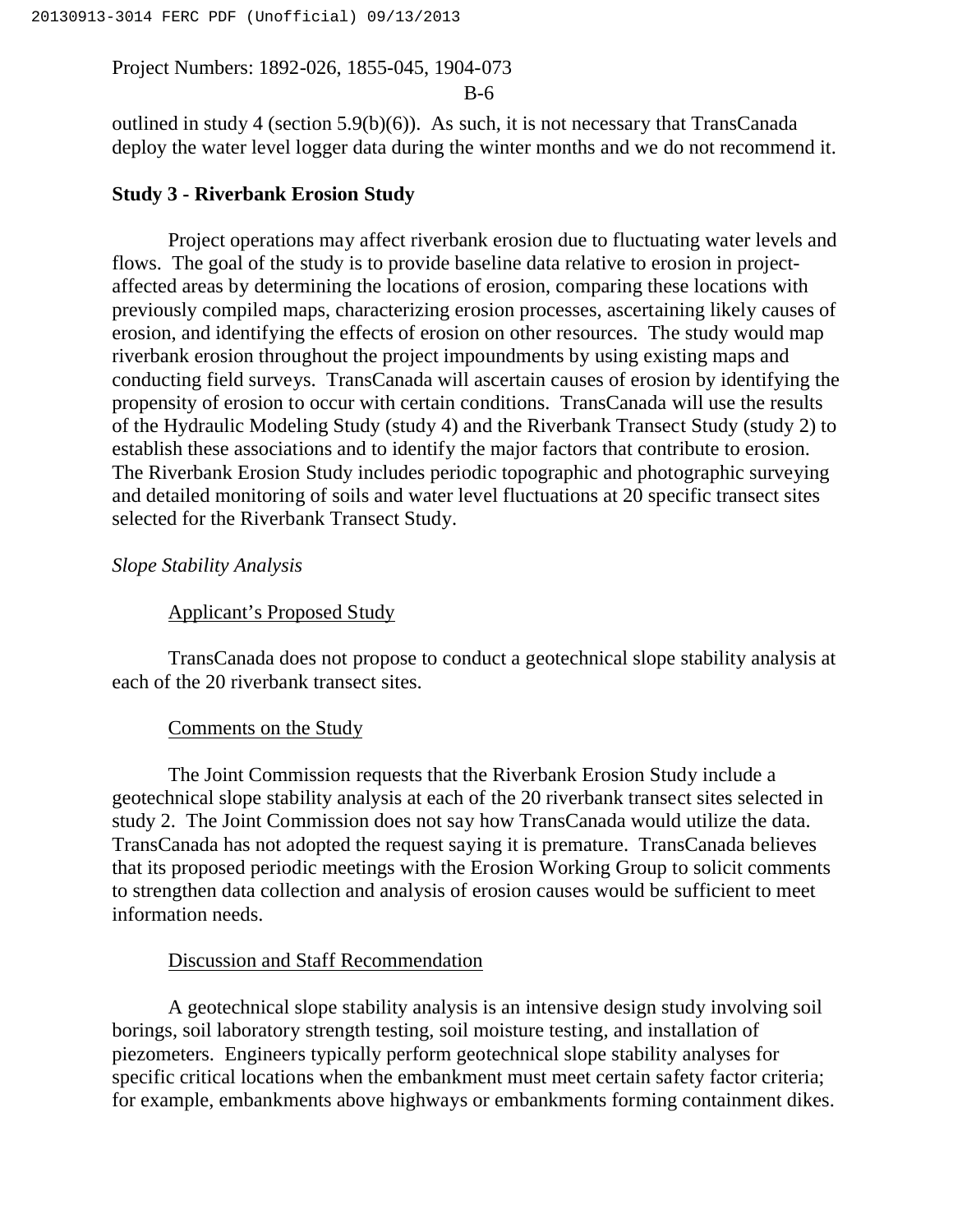outlined in study 4 (section 5.9(b)(6)). As such, it is not necessary that TransCanada deploy the water level logger data during the winter months and we do not recommend it.

**Study 3 - Riverbank Erosion Study**

Project operations may affect riverbank erosion due to fluctuating water levels and flows. The goal of the study is to provide baseline data relative to erosion in project-affected areas by determining the locations of erosion, comparing these locations with previously compiled maps, characterizing erosion processes, ascertaining likely causes of erosion, and identifying the effects of erosion on other resources. The study would map riverbank erosion throughout the project impoundments by using existing maps and conducting field surveys. TransCanada will ascertain causes of erosion by identifying the propensity of erosion to occur with certain conditions. TransCanada will use the results of the Hydraulic Modeling Study (study 4) and the Riverbank Transect Study (study 2) to establish these associations and to identify the major factors that contribute to erosion. The Riverbank Erosion Study includes periodic topographic and photographic surveying and detailed monitoring of soils and water level fluctuations at 20 specific transect sites selected for the Riverbank Transect Study.

*Slope Stability Analysis*

Applicant's Proposed Study

TransCanada does not propose to conduct a geotechnical slope stability analysis at each of the 20 riverbank transect sites.

Comments on the Study

The Joint Commission requests that the Riverbank Erosion Study include a geotechnical slope stability analysis at each of the 20 riverbank transect sites selected in study 2. The Joint Commission does not say how TransCanada would utilize the data. TransCanada has not adopted the request saying it is premature. TransCanada believes that its proposed periodic meetings with the Erosion Working Group to solicit comments to strengthen data collection and analysis of erosion causes would be sufficient to meet information needs.

Discussion and Staff Recommendation

A geotechnical slope stability analysis is an intensive design study involving soil borings, soil laboratory strength testing, soil moisture testing, and installation of piezometers. Engineers typically perform geotechnical slope stability analyses for specific critical locations when the embankment must meet certain safety factor criteria; for example, embankments above highways or embankments forming containment dikes.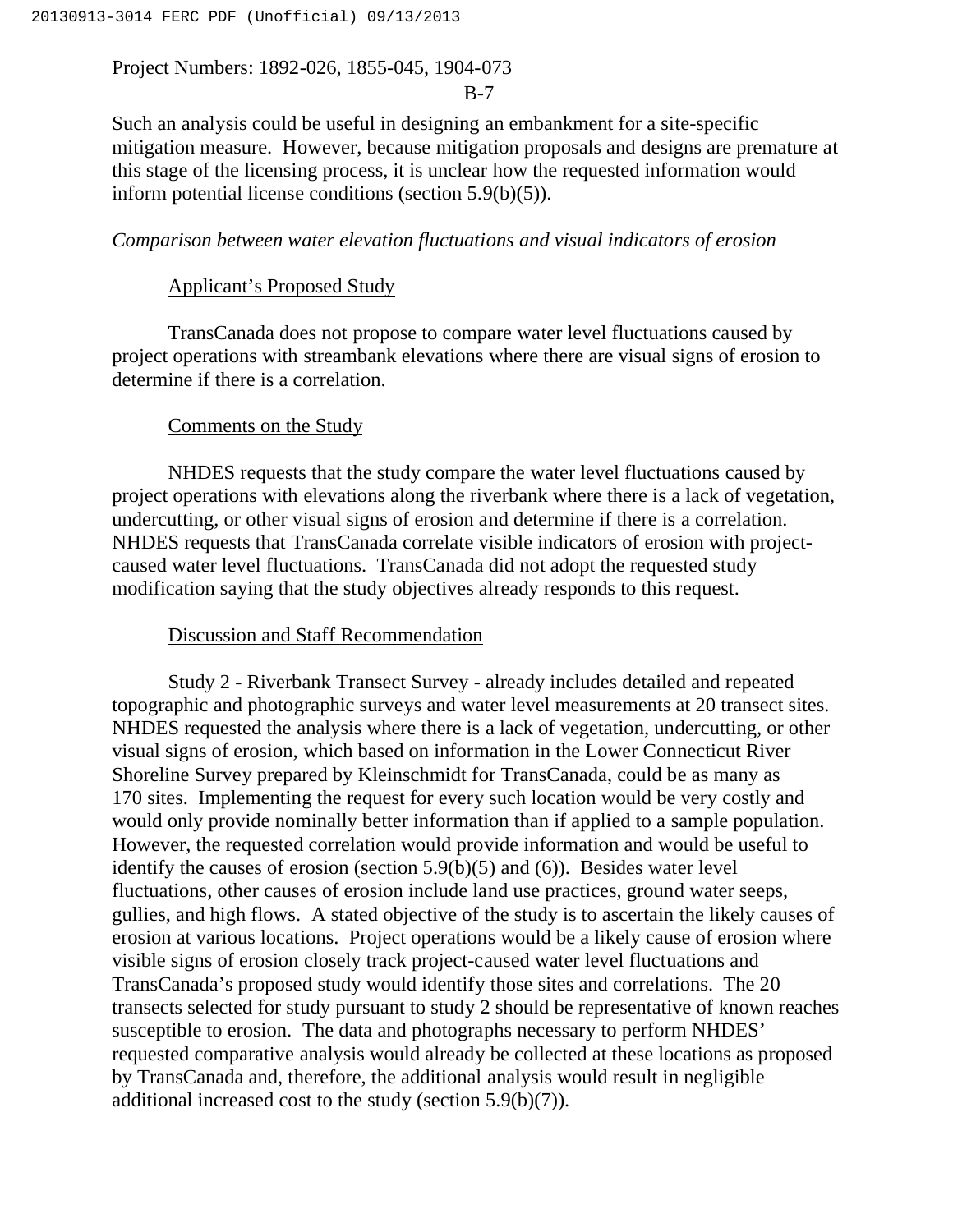Such an analysis could be useful in designing an embankment for a site-specific mitigation measure. However, because mitigation proposals and designs are premature at this stage of the licensing process, it is unclear how the requested information would inform potential license conditions (section 5.9(b)(5)).

*Comparison between water elevation fluctuations and visual indicators of erosion*

Applicant's Proposed Study

TransCanada does not propose to compare water level fluctuations caused by project operations with streambank elevations where there are visual signs of erosion to determine if there is a correlation.

Comments on the Study

NHDES requests that the study compare the water level fluctuations caused by project operations with elevations along the riverbank where there is a lack of vegetation, undercutting, or other visual signs of erosion and determine if there is a correlation. NHDES requests that TransCanada correlate visible indicators of erosion with project-caused water level fluctuations. TransCanada did not adopt the requested study modification saying that the study objectives already responds to this request.

Discussion and Staff Recommendation

Study 2 - Riverbank Transect Survey - already includes detailed and repeated topographic and photographic surveys and water level measurements at 20 transect sites. NHDES requested the analysis where there is a lack of vegetation, undercutting, or other visual signs of erosion, which based on information in the Lower Connecticut River Shoreline Survey prepared by Kleinschmidt for TransCanada, could be as many as 170 sites. Implementing the request for every such location would be very costly and would only provide nominally better information than if applied to a sample population. However, the requested correlation would provide information and would be useful to identify the causes of erosion (section 5.9(b)(5) and (6)). Besides water level fluctuations, other causes of erosion include land use practices, ground water seeps, gullies, and high flows. A stated objective of the study is to ascertain the likely causes of erosion at various locations. Project operations would be a likely cause of erosion where visible signs of erosion closely track project-caused water level fluctuations and TransCanada's proposed study would identify those sites and correlations. The 20 transects selected for study pursuant to study 2 should be representative of known reaches susceptible to erosion. The data and photographs necessary to perform NHDES' requested comparative analysis would already be collected at these locations as proposed by TransCanada and, therefore, the additional analysis would result in negligible additional increased cost to the study (section 5.9(b)(7)).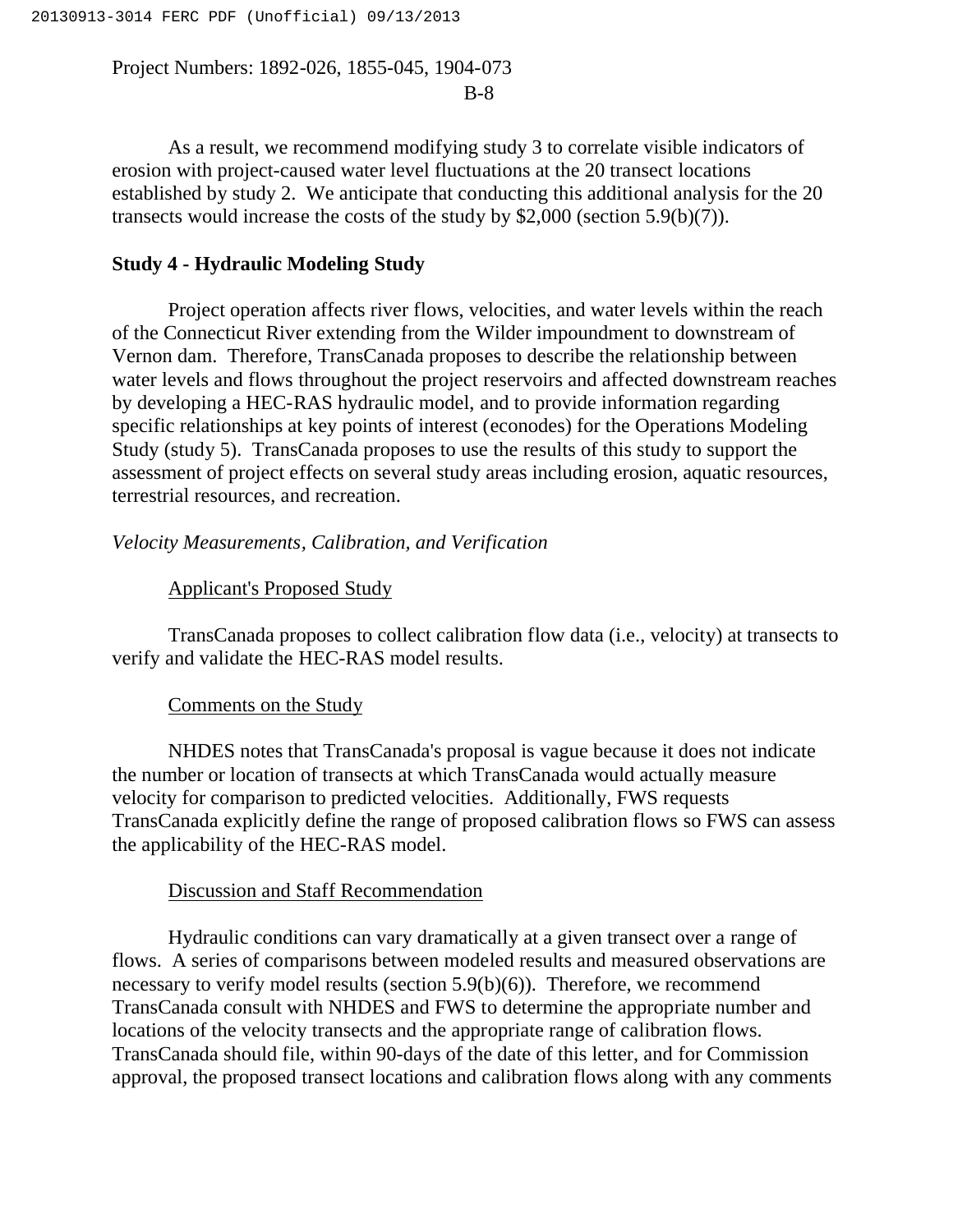As a result, we recommend modifying study 3 to correlate visible indicators of erosion with project-caused water level fluctuations at the 20 transect locations established by study 2. We anticipate that conducting this additional analysis for the 20 transects would increase the costs of the study by $2,000 (section 5.9(b)(7)).

## Study 4 - Hydraulic Modeling Study

Project operation affects river flows, velocities, and water levels within the reach of the Connecticut River extending from the Wilder impoundment to downstream of Vernon dam. Therefore, TransCanada proposes to describe the relationship between water levels and flows throughout the project reservoirs and affected downstream reaches by developing a HEC-RAS hydraulic model, and to provide information regarding specific relationships at key points of interest (econodes) for the Operations Modeling Study (study 5). TransCanada proposes to use the results of this study to support the assessment of project effects on several study areas including erosion, aquatic resources, terrestrial resources, and recreation.

*Velocity Measurements, Calibration, and Verification*

Applicant's Proposed Study

TransCanada proposes to collect calibration flow data (i.e., velocity) at transects to verify and validate the HEC-RAS model results.

Comments on the Study

NHDES notes that TransCanada's proposal is vague because it does not indicate the number or location of transects at which TransCanada would actually measure velocity for comparison to predicted velocities. Additionally, FWS requests TransCanada explicitly define the range of proposed calibration flows so FWS can assess the applicability of the HEC-RAS model.

Discussion and Staff Recommendation

Hydraulic conditions can vary dramatically at a given transect over a range of flows. A series of comparisons between modeled results and measured observations are necessary to verify model results (section 5.9(b)(6)). Therefore, we recommend TransCanada consult with NHDES and FWS to determine the appropriate number and locations of the velocity transects and the appropriate range of calibration flows. TransCanada should file, within 90-days of the date of this letter, and for Commission approval, the proposed transect locations and calibration flows along with any comments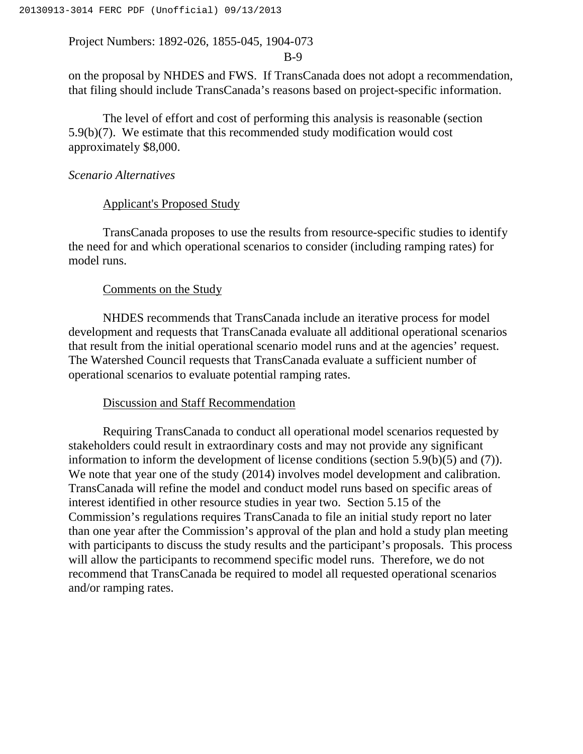on the proposal by NHDES and FWS. If TransCanada does not adopt a recommendation, that filing should include TransCanada's reasons based on project-specific information.

The level of effort and cost of performing this analysis is reasonable (section 5.9(b)(7). We estimate that this recommended study modification would cost approximately $8,000.

*Scenario Alternatives*

Applicant's Proposed Study

TransCanada proposes to use the results from resource-specific studies to identify the need for and which operational scenarios to consider (including ramping rates) for model runs.

Comments on the Study

NHDES recommends that TransCanada include an iterative process for model development and requests that TransCanada evaluate all additional operational scenarios that result from the initial operational scenario model runs and at the agencies' request. The Watershed Council requests that TransCanada evaluate a sufficient number of operational scenarios to evaluate potential ramping rates.

Discussion and Staff Recommendation

Requiring TransCanada to conduct all operational model scenarios requested by stakeholders could result in extraordinary costs and may not provide any significant information to inform the development of license conditions (section 5.9(b)(5) and (7)). We note that year one of the study (2014) involves model development and calibration. TransCanada will refine the model and conduct model runs based on specific areas of interest identified in other resource studies in year two. Section 5.15 of the Commission's regulations requires TransCanada to file an initial study report no later than one year after the Commission's approval of the plan and hold a study plan meeting with participants to discuss the study results and the participant's proposals. This process will allow the participants to recommend specific model runs. Therefore, we do not recommend that TransCanada be required to model all requested operational scenarios and/or ramping rates.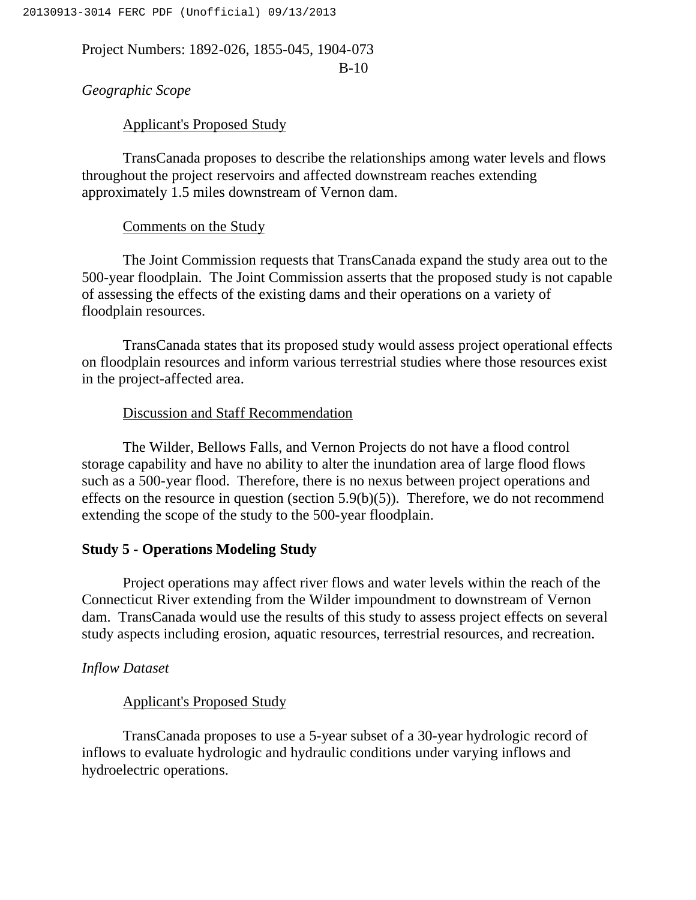*Geographic Scope*

Applicant's Proposed Study

TransCanada proposes to describe the relationships among water levels and flows throughout the project reservoirs and affected downstream reaches extending approximately 1.5 miles downstream of Vernon dam.

Comments on the Study

The Joint Commission requests that TransCanada expand the study area out to the 500-year floodplain. The Joint Commission asserts that the proposed study is not capable of assessing the effects of the existing dams and their operations on a variety of floodplain resources.

TransCanada states that its proposed study would assess project operational effects on floodplain resources and inform various terrestrial studies where those resources exist in the project-affected area.

Discussion and Staff Recommendation

The Wilder, Bellows Falls, and Vernon Projects do not have a flood control storage capability and have no ability to alter the inundation area of large flood flows such as a 500-year flood. Therefore, there is no nexus between project operations and effects on the resource in question (section 5.9(b)(5)). Therefore, we do not recommend extending the scope of the study to the 500-year floodplain.

**Study 5 - Operations Modeling Study**

Project operations may affect river flows and water levels within the reach of the Connecticut River extending from the Wilder impoundment to downstream of Vernon dam. TransCanada would use the results of this study to assess project effects on several study aspects including erosion, aquatic resources, terrestrial resources, and recreation.

*Inflow Dataset*

Applicant's Proposed Study

TransCanada proposes to use a 5-year subset of a 30-year hydrologic record of inflows to evaluate hydrologic and hydraulic conditions under varying inflows and hydroelectric operations.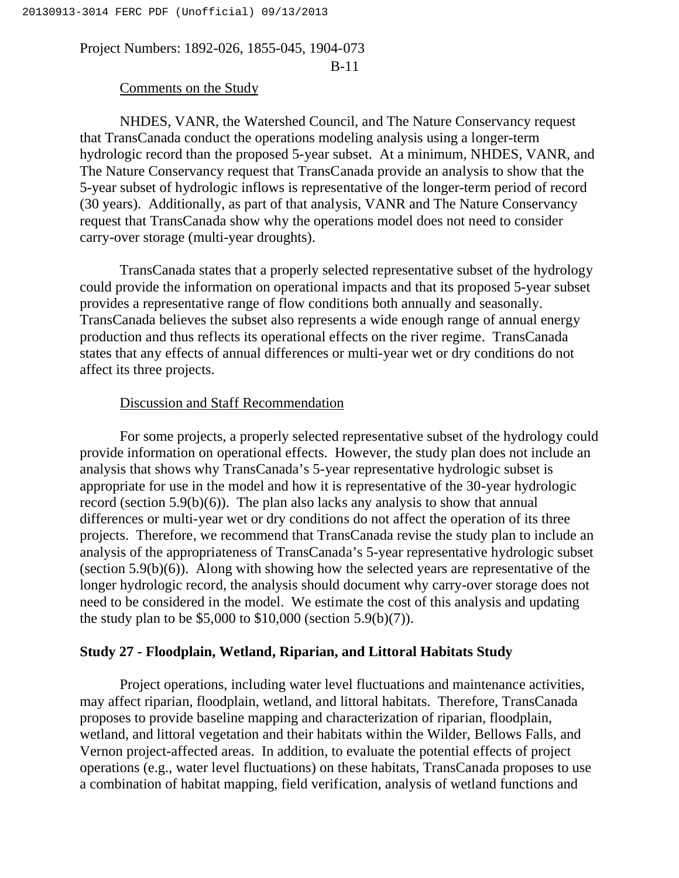Comments on the Study

NHDES, VANR, the Watershed Council, and The Nature Conservancy request that TransCanada conduct the operations modeling analysis using a longer-term hydrologic record than the proposed 5-year subset. At a minimum, NHDES, VANR, and The Nature Conservancy request that TransCanada provide an analysis to show that the 5-year subset of hydrologic inflows is representative of the longer-term period of record (30 years). Additionally, as part of that analysis, VANR and The Nature Conservancy request that TransCanada show why the operations model does not need to consider carry-over storage (multi-year droughts).

TransCanada states that a properly selected representative subset of the hydrology could provide the information on operational impacts and that its proposed 5-year subset provides a representative range of flow conditions both annually and seasonally. TransCanada believes the subset also represents a wide enough range of annual energy production and thus reflects its operational effects on the river regime. TransCanada states that any effects of annual differences or multi-year wet or dry conditions do not affect its three projects.

Discussion and Staff Recommendation

For some projects, a properly selected representative subset of the hydrology could provide information on operational effects. However, the study plan does not include an analysis that shows why TransCanada's 5-year representative hydrologic subset is appropriate for use in the model and how it is representative of the 30-year hydrologic record (section 5.9(b)(6)). The plan also lacks any analysis to show that annual differences or multi-year wet or dry conditions do not affect the operation of its three projects. Therefore, we recommend that TransCanada revise the study plan to include an analysis of the appropriateness of TransCanada's 5-year representative hydrologic subset (section 5.9(b)(6)). Along with showing how the selected years are representative of the longer hydrologic record, the analysis should document why carry-over storage does not need to be considered in the model. We estimate the cost of this analysis and updating the study plan to be $5,000 to $10,000 (section 5.9(b)(7)).

**Study 27 - Floodplain, Wetland, Riparian, and Littoral Habitats Study**

Project operations, including water level fluctuations and maintenance activities, may affect riparian, floodplain, wetland, and littoral habitats. Therefore, TransCanada proposes to provide baseline mapping and characterization of riparian, floodplain, wetland, and littoral vegetation and their habitats within the Wilder, Bellows Falls, and Vernon project-affected areas. In addition, to evaluate the potential effects of project operations (e.g., water level fluctuations) on these habitats, TransCanada proposes to use a combination of habitat mapping, field verification, analysis of wetland functions and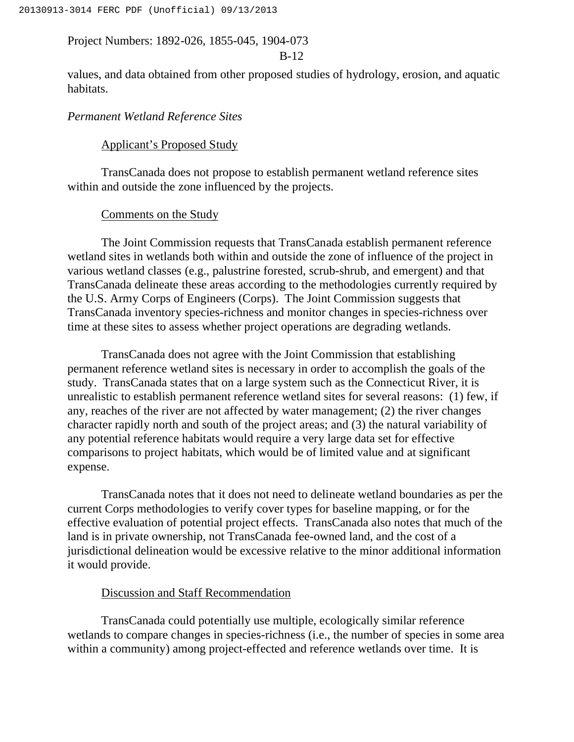values, and data obtained from other proposed studies of hydrology, erosion, and aquatic habitats.

*Permanent Wetland Reference Sites*

Applicant's Proposed Study

TransCanada does not propose to establish permanent wetland reference sites within and outside the zone influenced by the projects.

Comments on the Study

The Joint Commission requests that TransCanada establish permanent reference wetland sites in wetlands both within and outside the zone of influence of the project in various wetland classes (e.g., palustrine forested, scrub-shrub, and emergent) and that TransCanada delineate these areas according to the methodologies currently required by the U.S. Army Corps of Engineers (Corps). The Joint Commission suggests that TransCanada inventory species-richness and monitor changes in species-richness over time at these sites to assess whether project operations are degrading wetlands.

TransCanada does not agree with the Joint Commission that establishing permanent reference wetland sites is necessary in order to accomplish the goals of the study. TransCanada states that on a large system such as the Connecticut River, it is unrealistic to establish permanent reference wetland sites for several reasons: (1) few, if any, reaches of the river are not affected by water management; (2) the river changes character rapidly north and south of the project areas; and (3) the natural variability of any potential reference habitats would require a very large data set for effective comparisons to project habitats, which would be of limited value and at significant expense.

TransCanada notes that it does not need to delineate wetland boundaries as per the current Corps methodologies to verify cover types for baseline mapping, or for the effective evaluation of potential project effects. TransCanada also notes that much of the land is in private ownership, not TransCanada fee-owned land, and the cost of a jurisdictional delineation would be excessive relative to the minor additional information it would provide.

Discussion and Staff Recommendation

TransCanada could potentially use multiple, ecologically similar reference wetlands to compare changes in species-richness (i.e., the number of species in some area within a community) among project-effected and reference wetlands over time. It is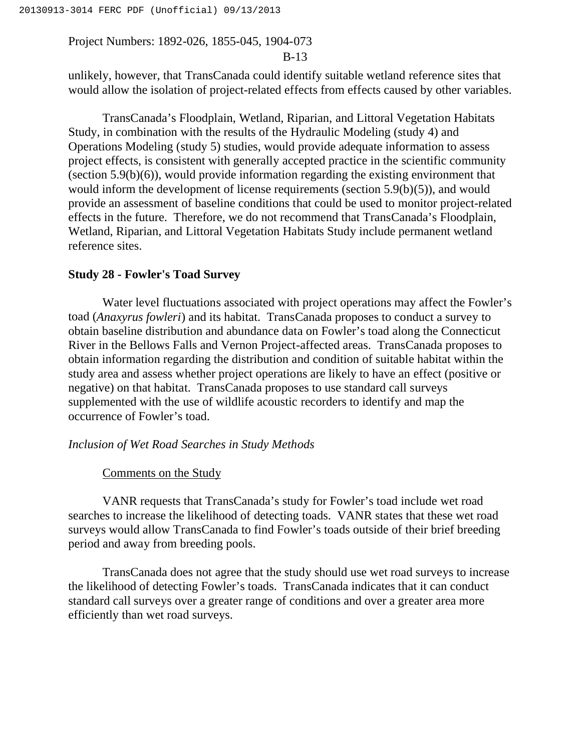unlikely, however, that TransCanada could identify suitable wetland reference sites that would allow the isolation of project-related effects from effects caused by other variables.

TransCanada's Floodplain, Wetland, Riparian, and Littoral Vegetation Habitats Study, in combination with the results of the Hydraulic Modeling (study 4) and Operations Modeling (study 5) studies, would provide adequate information to assess project effects, is consistent with generally accepted practice in the scientific community (section 5.9(b)(6)), would provide information regarding the existing environment that would inform the development of license requirements (section 5.9(b)(5)), and would provide an assessment of baseline conditions that could be used to monitor project-related effects in the future. Therefore, we do not recommend that TransCanada's Floodplain, Wetland, Riparian, and Littoral Vegetation Habitats Study include permanent wetland reference sites.

**Study 28 - Fowler's Toad Survey**

Water level fluctuations associated with project operations may affect the Fowler's toad (*Anaxyrus fowleri*) and its habitat. TransCanada proposes to conduct a survey to obtain baseline distribution and abundance data on Fowler's toad along the Connecticut River in the Bellows Falls and Vernon Project-affected areas. TransCanada proposes to obtain information regarding the distribution and condition of suitable habitat within the study area and assess whether project operations are likely to have an effect (positive or negative) on that habitat. TransCanada proposes to use standard call surveys supplemented with the use of wildlife acoustic recorders to identify and map the occurrence of Fowler's toad.

*Inclusion of Wet Road Searches in Study Methods*

<u>Comments on the Study</u>

VANR requests that TransCanada's study for Fowler's toad include wet road searches to increase the likelihood of detecting toads. VANR states that these wet road surveys would allow TransCanada to find Fowler's toads outside of their brief breeding period and away from breeding pools.

TransCanada does not agree that the study should use wet road surveys to increase the likelihood of detecting Fowler's toads. TransCanada indicates that it can conduct standard call surveys over a greater range of conditions and over a greater area more efficiently than wet road surveys.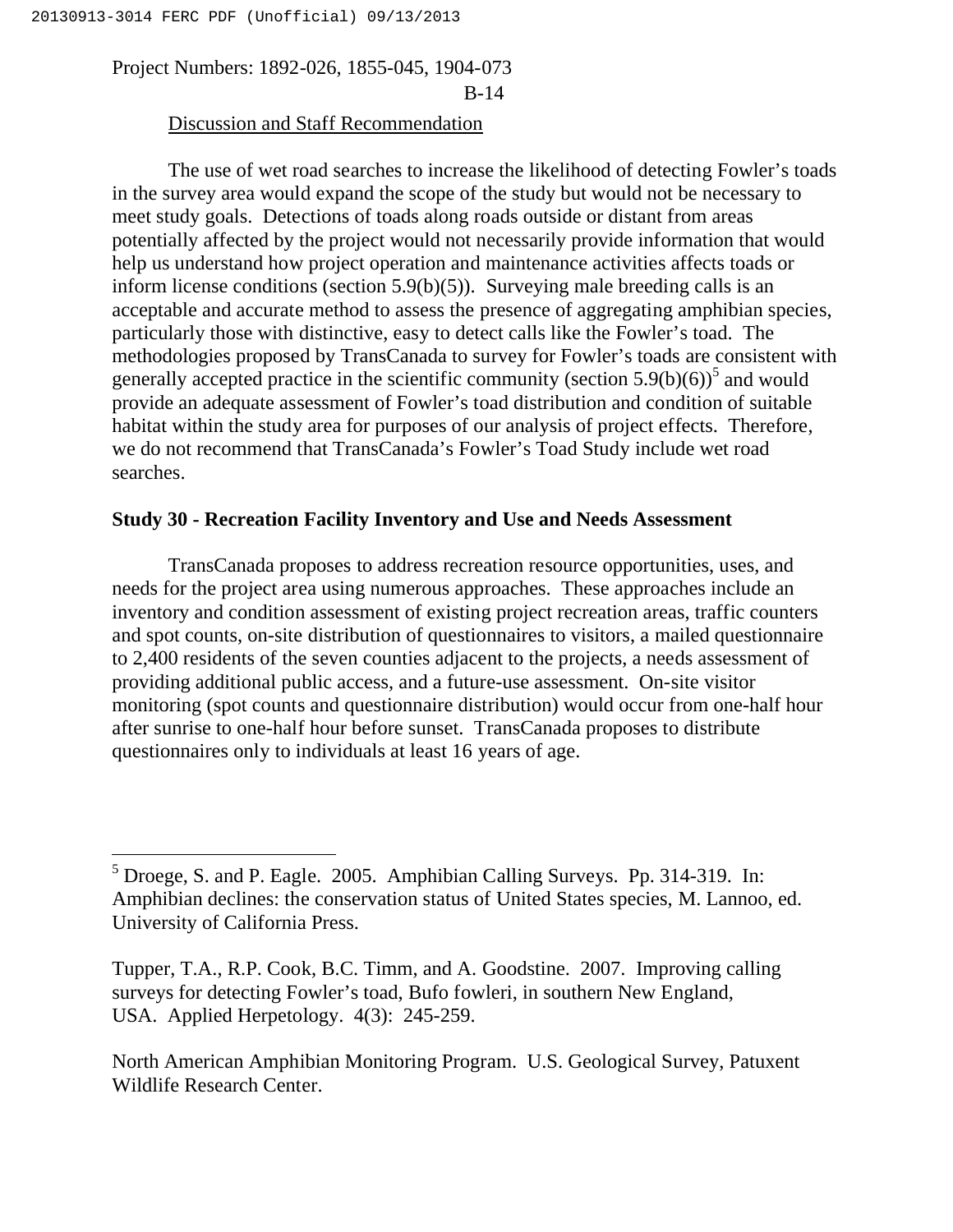Discussion and Staff Recommendation

The use of wet road searches to increase the likelihood of detecting Fowler's toads in the survey area would expand the scope of the study but would not be necessary to meet study goals. Detections of toads along roads outside or distant from areas potentially affected by the project would not necessarily provide information that would help us understand how project operation and maintenance activities affects toads or inform license conditions (section 5.9(b)(5)). Surveying male breeding calls is an acceptable and accurate method to assess the presence of aggregating amphibian species, particularly those with distinctive, easy to detect calls like the Fowler's toad. The methodologies proposed by TransCanada to survey for Fowler's toads are consistent with generally accepted practice in the scientific community (section 5.9(b)(6))[5] and would provide an adequate assessment of Fowler's toad distribution and condition of suitable habitat within the study area for purposes of our analysis of project effects. Therefore, we do not recommend that TransCanada's Fowler's Toad Study include wet road searches.

**Study 30 - Recreation Facility Inventory and Use and Needs Assessment**

TransCanada proposes to address recreation resource opportunities, uses, and needs for the project area using numerous approaches. These approaches include an inventory and condition assessment of existing project recreation areas, traffic counters and spot counts, on-site distribution of questionnaires to visitors, a mailed questionnaire to 2,400 residents of the seven counties adjacent to the projects, a needs assessment of providing additional public access, and a future-use assessment. On-site visitor monitoring (spot counts and questionnaire distribution) would occur from one-half hour after sunrise to one-half hour before sunset. TransCanada proposes to distribute questionnaires only to individuals at least 16 years of age.

---

[5] Droege, S. and P. Eagle. 2005. Amphibian Calling Surveys. Pp. 314-319. In: Amphibian declines: the conservation status of United States species, M. Lannoo, ed. University of California Press.

Tupper, T.A., R.P. Cook, B.C. Timm, and A. Goodstine. 2007. Improving calling surveys for detecting Fowler's toad, Bufo fowleri, in southern New England, USA. Applied Herpetology. 4(3): 245-259.

North American Amphibian Monitoring Program. U.S. Geological Survey, Patuxent Wildlife Research Center.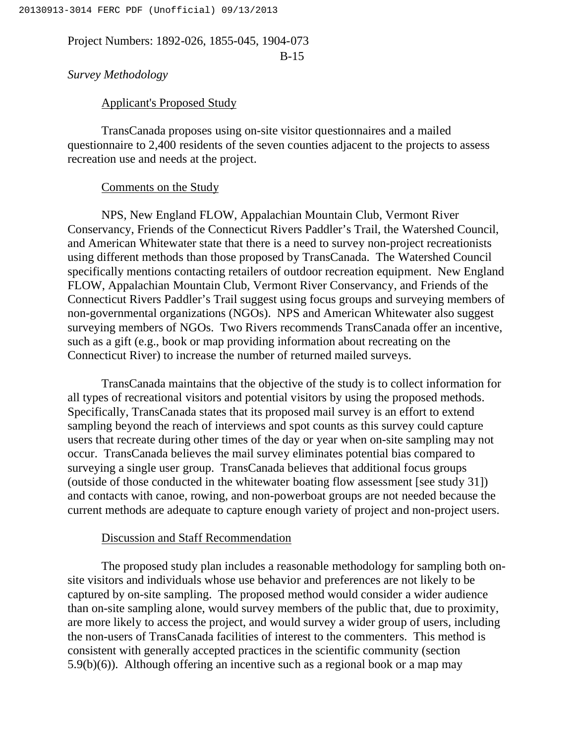*Survey Methodology*

Applicant's Proposed Study

TransCanada proposes using on-site visitor questionnaires and a mailed questionnaire to 2,400 residents of the seven counties adjacent to the projects to assess recreation use and needs at the project.

Comments on the Study

NPS, New England FLOW, Appalachian Mountain Club, Vermont River Conservancy, Friends of the Connecticut Rivers Paddler's Trail, the Watershed Council, and American Whitewater state that there is a need to survey non-project recreationists using different methods than those proposed by TransCanada. The Watershed Council specifically mentions contacting retailers of outdoor recreation equipment. New England FLOW, Appalachian Mountain Club, Vermont River Conservancy, and Friends of the Connecticut Rivers Paddler's Trail suggest using focus groups and surveying members of non-governmental organizations (NGOs). NPS and American Whitewater also suggest surveying members of NGOs. Two Rivers recommends TransCanada offer an incentive, such as a gift (e.g., book or map providing information about recreating on the Connecticut River) to increase the number of returned mailed surveys.

TransCanada maintains that the objective of the study is to collect information for all types of recreational visitors and potential visitors by using the proposed methods. Specifically, TransCanada states that its proposed mail survey is an effort to extend sampling beyond the reach of interviews and spot counts as this survey could capture users that recreate during other times of the day or year when on-site sampling may not occur. TransCanada believes the mail survey eliminates potential bias compared to surveying a single user group. TransCanada believes that additional focus groups (outside of those conducted in the whitewater boating flow assessment [see study 31]) and contacts with canoe, rowing, and non-powerboat groups are not needed because the current methods are adequate to capture enough variety of project and non-project users.

Discussion and Staff Recommendation

The proposed study plan includes a reasonable methodology for sampling both on-site visitors and individuals whose use behavior and preferences are not likely to be captured by on-site sampling. The proposed method would consider a wider audience than on-site sampling alone, would survey members of the public that, due to proximity, are more likely to access the project, and would survey a wider group of users, including the non-users of TransCanada facilities of interest to the commenters. This method is consistent with generally accepted practices in the scientific community (section 5.9(b)(6)). Although offering an incentive such as a regional book or a map may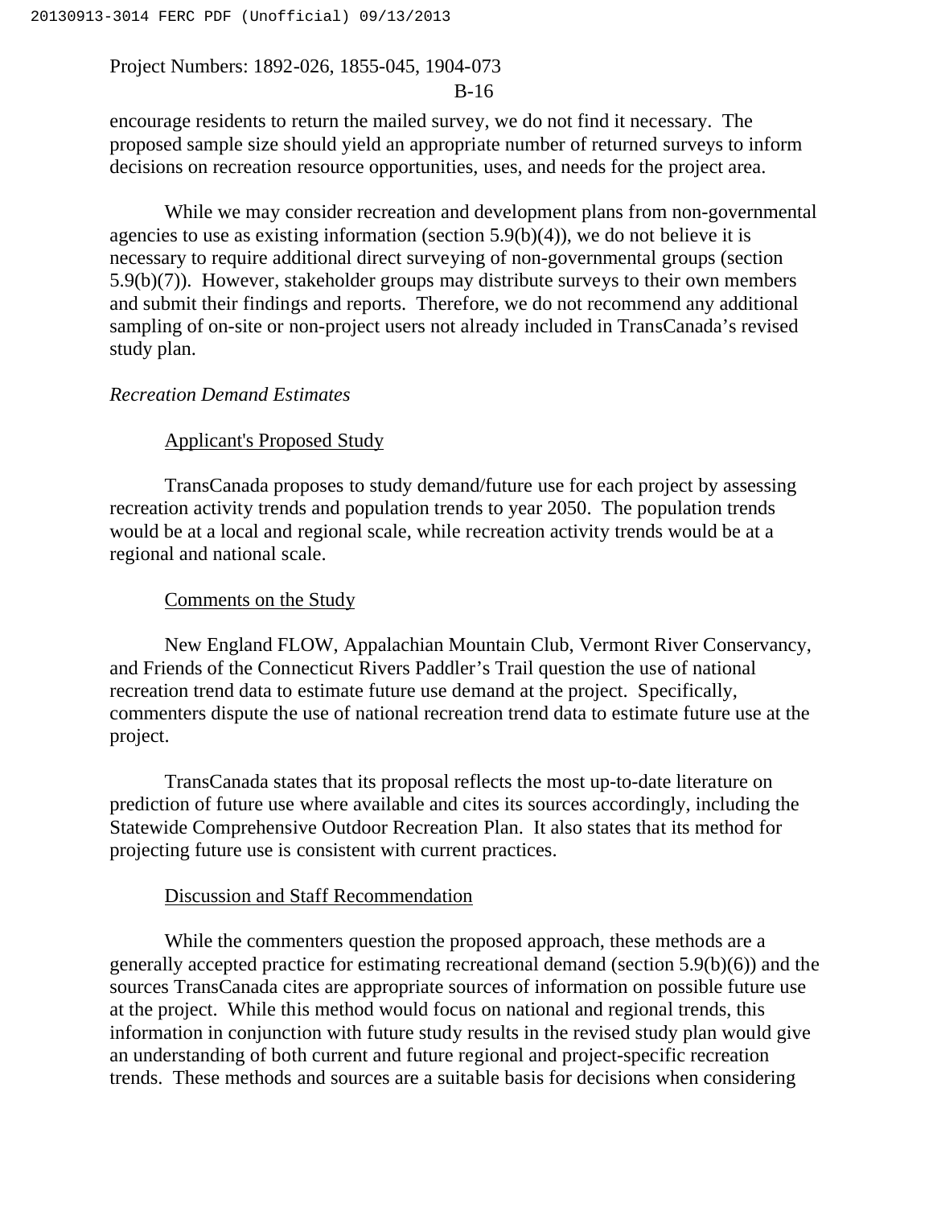encourage residents to return the mailed survey, we do not find it necessary. The proposed sample size should yield an appropriate number of returned surveys to inform decisions on recreation resource opportunities, uses, and needs for the project area.

While we may consider recreation and development plans from non-governmental agencies to use as existing information (section 5.9(b)(4)), we do not believe it is necessary to require additional direct surveying of non-governmental groups (section 5.9(b)(7)). However, stakeholder groups may distribute surveys to their own members and submit their findings and reports. Therefore, we do not recommend any additional sampling of on-site or non-project users not already included in TransCanada's revised study plan.

*Recreation Demand Estimates*

Applicant's Proposed Study

TransCanada proposes to study demand/future use for each project by assessing recreation activity trends and population trends to year 2050. The population trends would be at a local and regional scale, while recreation activity trends would be at a regional and national scale.

Comments on the Study

New England FLOW, Appalachian Mountain Club, Vermont River Conservancy, and Friends of the Connecticut Rivers Paddler's Trail question the use of national recreation trend data to estimate future use demand at the project. Specifically, commenters dispute the use of national recreation trend data to estimate future use at the project.

TransCanada states that its proposal reflects the most up-to-date literature on prediction of future use where available and cites its sources accordingly, including the Statewide Comprehensive Outdoor Recreation Plan. It also states that its method for projecting future use is consistent with current practices.

Discussion and Staff Recommendation

While the commenters question the proposed approach, these methods are a generally accepted practice for estimating recreational demand (section 5.9(b)(6)) and the sources TransCanada cites are appropriate sources of information on possible future use at the project. While this method would focus on national and regional trends, this information in conjunction with future study results in the revised study plan would give an understanding of both current and future regional and project-specific recreation trends. These methods and sources are a suitable basis for decisions when considering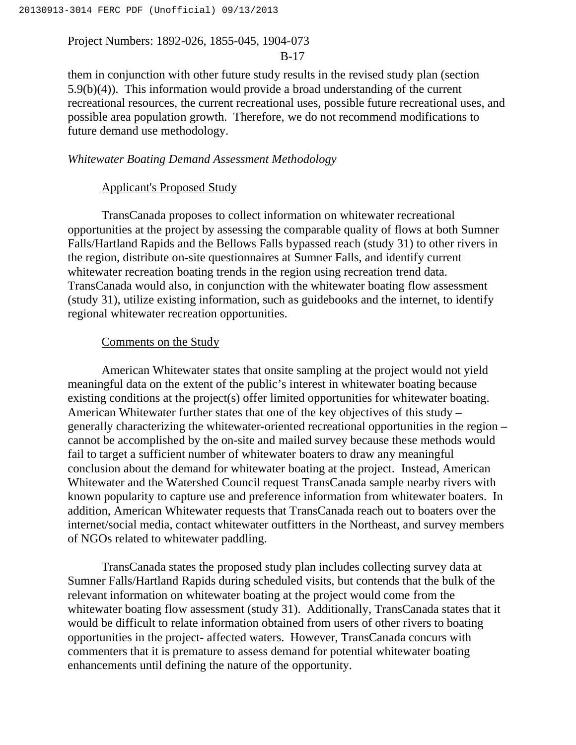them in conjunction with other future study results in the revised study plan (section 5.9(b)(4)). This information would provide a broad understanding of the current recreational resources, the current recreational uses, possible future recreational uses, and possible area population growth. Therefore, we do not recommend modifications to future demand use methodology.

*Whitewater Boating Demand Assessment Methodology*

Applicant's Proposed Study

TransCanada proposes to collect information on whitewater recreational opportunities at the project by assessing the comparable quality of flows at both Sumner Falls/Hartland Rapids and the Bellows Falls bypassed reach (study 31) to other rivers in the region, distribute on-site questionnaires at Sumner Falls, and identify current whitewater recreation boating trends in the region using recreation trend data. TransCanada would also, in conjunction with the whitewater boating flow assessment (study 31), utilize existing information, such as guidebooks and the internet, to identify regional whitewater recreation opportunities.

Comments on the Study

American Whitewater states that onsite sampling at the project would not yield meaningful data on the extent of the public's interest in whitewater boating because existing conditions at the project(s) offer limited opportunities for whitewater boating. American Whitewater further states that one of the key objectives of this study – generally characterizing the whitewater-oriented recreational opportunities in the region – cannot be accomplished by the on-site and mailed survey because these methods would fail to target a sufficient number of whitewater boaters to draw any meaningful conclusion about the demand for whitewater boating at the project. Instead, American Whitewater and the Watershed Council request TransCanada sample nearby rivers with known popularity to capture use and preference information from whitewater boaters. In addition, American Whitewater requests that TransCanada reach out to boaters over the internet/social media, contact whitewater outfitters in the Northeast, and survey members of NGOs related to whitewater paddling.

TransCanada states the proposed study plan includes collecting survey data at Sumner Falls/Hartland Rapids during scheduled visits, but contends that the bulk of the relevant information on whitewater boating at the project would come from the whitewater boating flow assessment (study 31). Additionally, TransCanada states that it would be difficult to relate information obtained from users of other rivers to boating opportunities in the project- affected waters. However, TransCanada concurs with commenters that it is premature to assess demand for potential whitewater boating enhancements until defining the nature of the opportunity.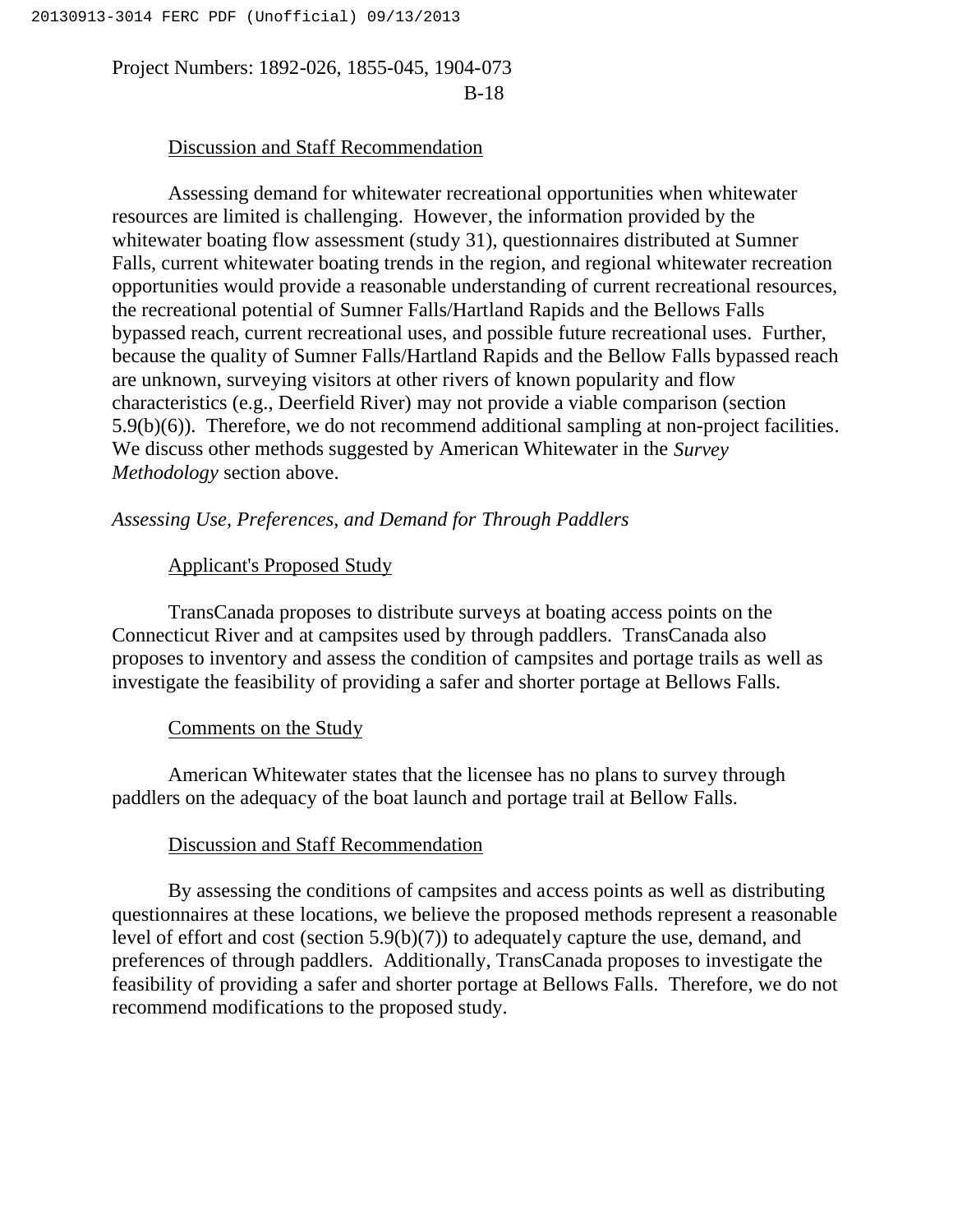Discussion and Staff Recommendation

Assessing demand for whitewater recreational opportunities when whitewater resources are limited is challenging. However, the information provided by the whitewater boating flow assessment (study 31), questionnaires distributed at Sumner Falls, current whitewater boating trends in the region, and regional whitewater recreation opportunities would provide a reasonable understanding of current recreational resources, the recreational potential of Sumner Falls/Hartland Rapids and the Bellows Falls bypassed reach, current recreational uses, and possible future recreational uses. Further, because the quality of Sumner Falls/Hartland Rapids and the Bellow Falls bypassed reach are unknown, surveying visitors at other rivers of known popularity and flow characteristics (e.g., Deerfield River) may not provide a viable comparison (section 5.9(b)(6)). Therefore, we do not recommend additional sampling at non-project facilities. We discuss other methods suggested by American Whitewater in the *Survey Methodology* section above.

*Assessing Use, Preferences, and Demand for Through Paddlers*

Applicant's Proposed Study

TransCanada proposes to distribute surveys at boating access points on the Connecticut River and at campsites used by through paddlers. TransCanada also proposes to inventory and assess the condition of campsites and portage trails as well as investigate the feasibility of providing a safer and shorter portage at Bellows Falls.

Comments on the Study

American Whitewater states that the licensee has no plans to survey through paddlers on the adequacy of the boat launch and portage trail at Bellow Falls.

Discussion and Staff Recommendation

By assessing the conditions of campsites and access points as well as distributing questionnaires at these locations, we believe the proposed methods represent a reasonable level of effort and cost (section 5.9(b)(7)) to adequately capture the use, demand, and preferences of through paddlers. Additionally, TransCanada proposes to investigate the feasibility of providing a safer and shorter portage at Bellows Falls. Therefore, we do not recommend modifications to the proposed study.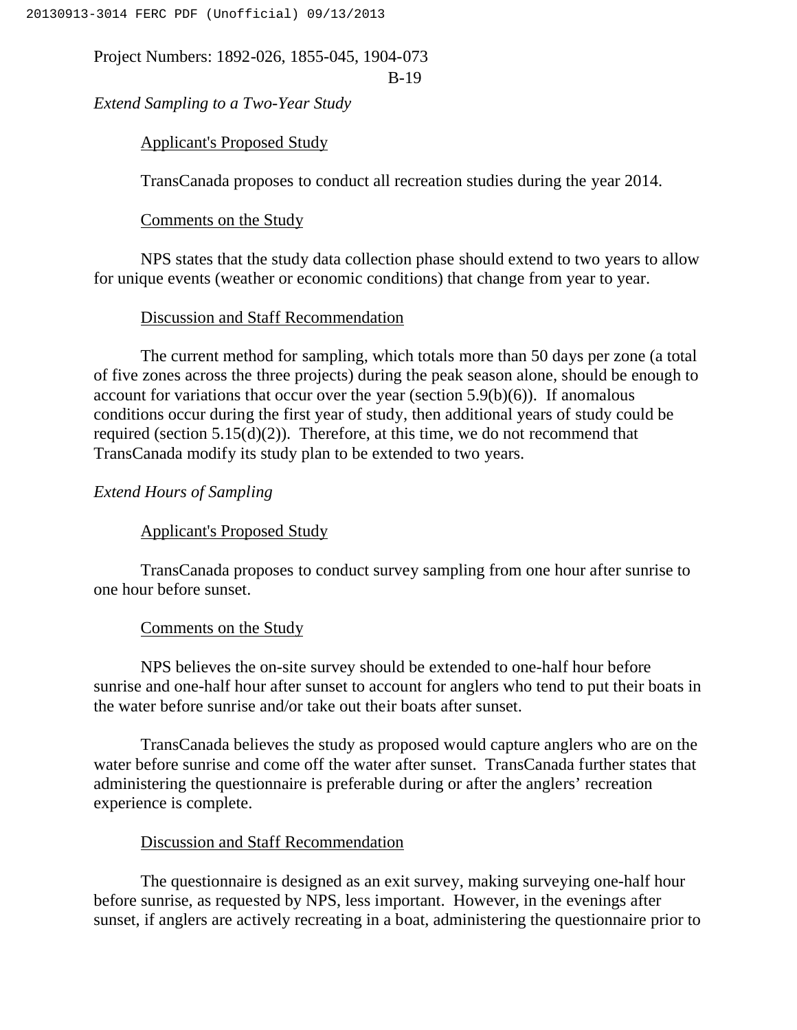*Extend Sampling to a Two-Year Study*

Applicant's Proposed Study

TransCanada proposes to conduct all recreation studies during the year 2014.

Comments on the Study

NPS states that the study data collection phase should extend to two years to allow for unique events (weather or economic conditions) that change from year to year.

Discussion and Staff Recommendation

The current method for sampling, which totals more than 50 days per zone (a total of five zones across the three projects) during the peak season alone, should be enough to account for variations that occur over the year (section 5.9(b)(6)). If anomalous conditions occur during the first year of study, then additional years of study could be required (section 5.15(d)(2)). Therefore, at this time, we do not recommend that TransCanada modify its study plan to be extended to two years.

*Extend Hours of Sampling*

Applicant's Proposed Study

TransCanada proposes to conduct survey sampling from one hour after sunrise to one hour before sunset.

Comments on the Study

NPS believes the on-site survey should be extended to one-half hour before sunrise and one-half hour after sunset to account for anglers who tend to put their boats in the water before sunrise and/or take out their boats after sunset.

TransCanada believes the study as proposed would capture anglers who are on the water before sunrise and come off the water after sunset. TransCanada further states that administering the questionnaire is preferable during or after the anglers' recreation experience is complete.

Discussion and Staff Recommendation

The questionnaire is designed as an exit survey, making surveying one-half hour before sunrise, as requested by NPS, less important. However, in the evenings after sunset, if anglers are actively recreating in a boat, administering the questionnaire prior to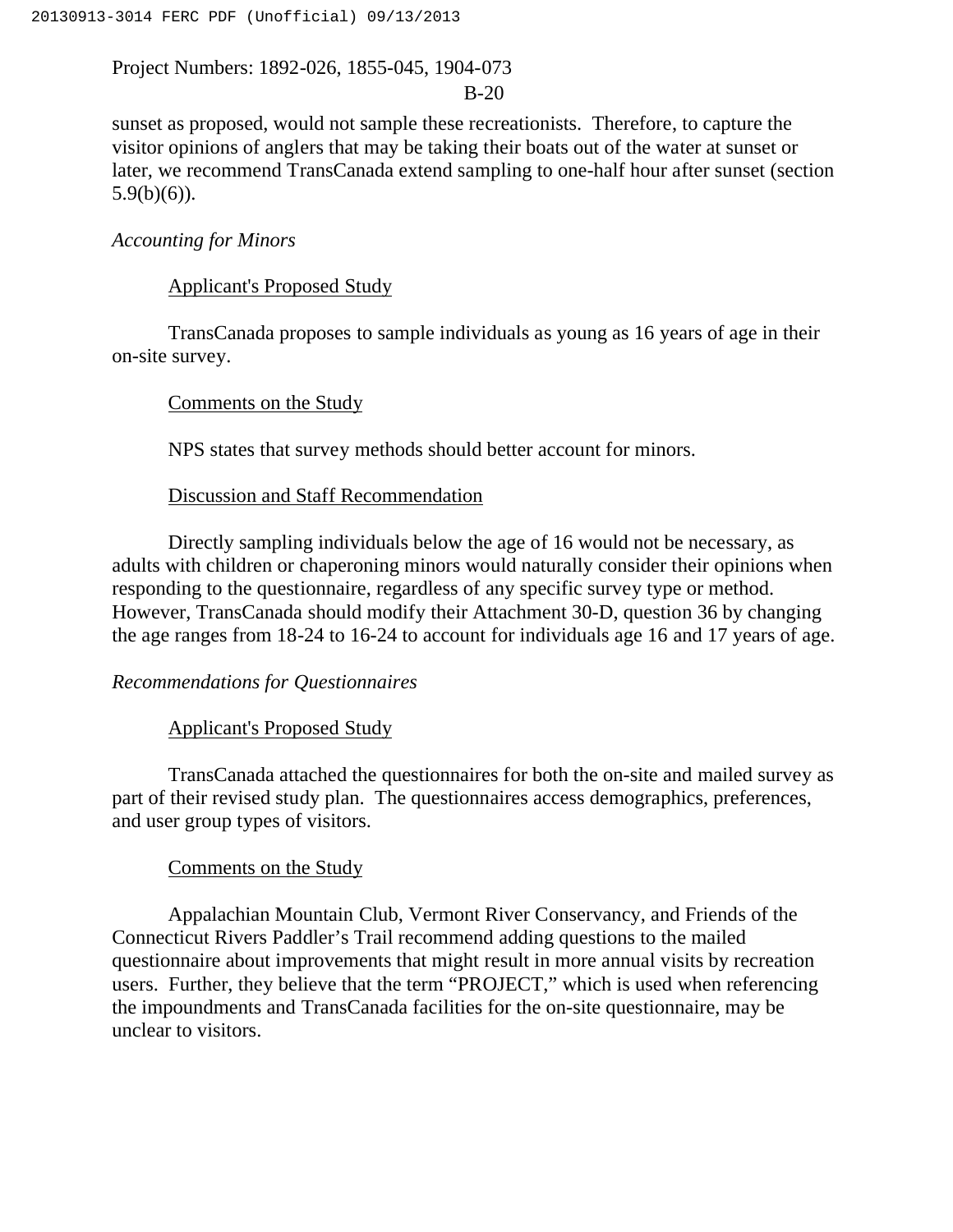sunset as proposed, would not sample these recreationists. Therefore, to capture the visitor opinions of anglers that may be taking their boats out of the water at sunset or later, we recommend TransCanada extend sampling to one-half hour after sunset (section 5.9(b)(6)).

*Accounting for Minors*

Applicant's Proposed Study

TransCanada proposes to sample individuals as young as 16 years of age in their on-site survey.

Comments on the Study

NPS states that survey methods should better account for minors.

Discussion and Staff Recommendation

Directly sampling individuals below the age of 16 would not be necessary, as adults with children or chaperoning minors would naturally consider their opinions when responding to the questionnaire, regardless of any specific survey type or method. However, TransCanada should modify their Attachment 30-D, question 36 by changing the age ranges from 18-24 to 16-24 to account for individuals age 16 and 17 years of age.

*Recommendations for Questionnaires*

Applicant's Proposed Study

TransCanada attached the questionnaires for both the on-site and mailed survey as part of their revised study plan. The questionnaires access demographics, preferences, and user group types of visitors.

Comments on the Study

Appalachian Mountain Club, Vermont River Conservancy, and Friends of the Connecticut Rivers Paddler's Trail recommend adding questions to the mailed questionnaire about improvements that might result in more annual visits by recreation users. Further, they believe that the term "PROJECT," which is used when referencing the impoundments and TransCanada facilities for the on-site questionnaire, may be unclear to visitors.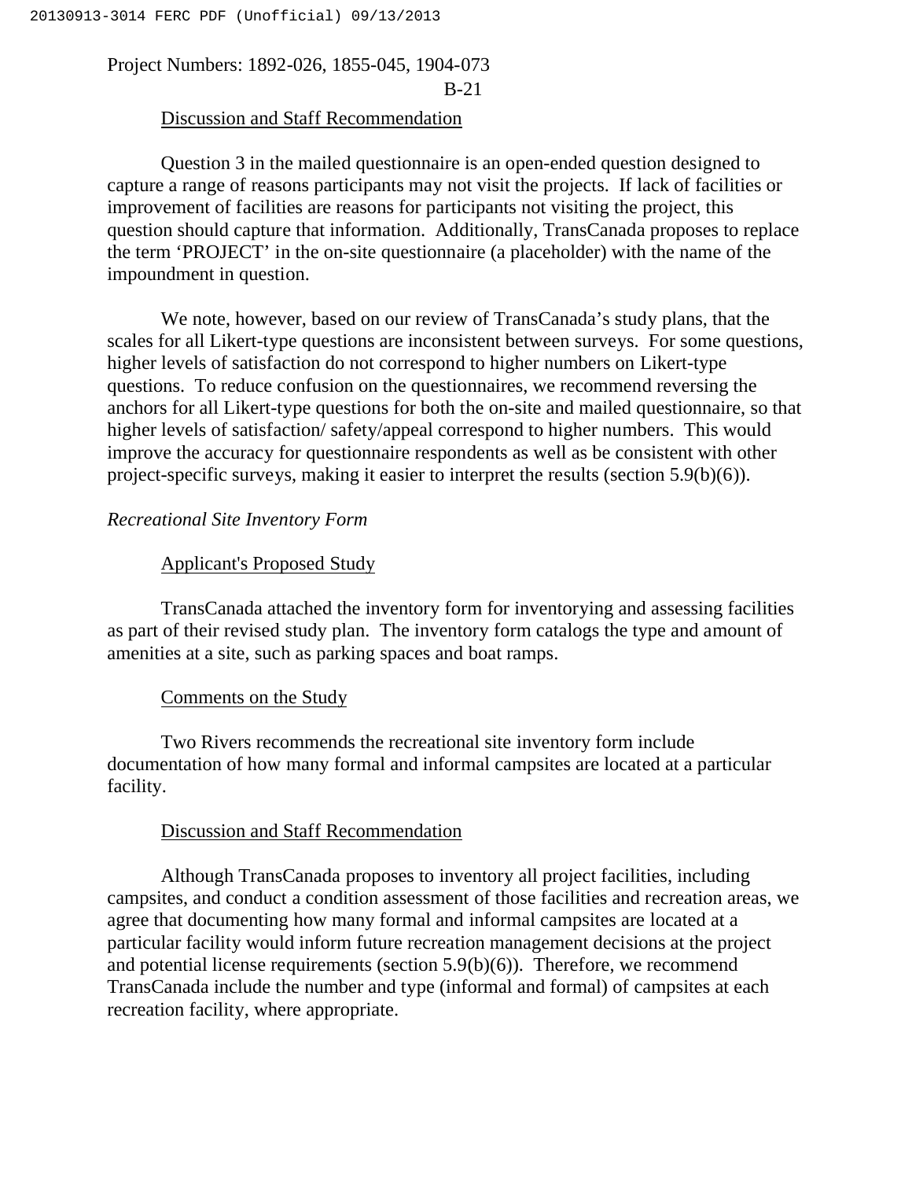Discussion and Staff Recommendation

Question 3 in the mailed questionnaire is an open-ended question designed to capture a range of reasons participants may not visit the projects. If lack of facilities or improvement of facilities are reasons for participants not visiting the project, this question should capture that information. Additionally, TransCanada proposes to replace the term 'PROJECT' in the on-site questionnaire (a placeholder) with the name of the impoundment in question.

We note, however, based on our review of TransCanada's study plans, that the scales for all Likert-type questions are inconsistent between surveys. For some questions, higher levels of satisfaction do not correspond to higher numbers on Likert-type questions. To reduce confusion on the questionnaires, we recommend reversing the anchors for all Likert-type questions for both the on-site and mailed questionnaire, so that higher levels of satisfaction/ safety/appeal correspond to higher numbers. This would improve the accuracy for questionnaire respondents as well as be consistent with other project-specific surveys, making it easier to interpret the results (section 5.9(b)(6)).

*Recreational Site Inventory Form*

Applicant's Proposed Study

TransCanada attached the inventory form for inventorying and assessing facilities as part of their revised study plan. The inventory form catalogs the type and amount of amenities at a site, such as parking spaces and boat ramps.

Comments on the Study

Two Rivers recommends the recreational site inventory form include documentation of how many formal and informal campsites are located at a particular facility.

Discussion and Staff Recommendation

Although TransCanada proposes to inventory all project facilities, including campsites, and conduct a condition assessment of those facilities and recreation areas, we agree that documenting how many formal and informal campsites are located at a particular facility would inform future recreation management decisions at the project and potential license requirements (section 5.9(b)(6)). Therefore, we recommend TransCanada include the number and type (informal and formal) of campsites at each recreation facility, where appropriate.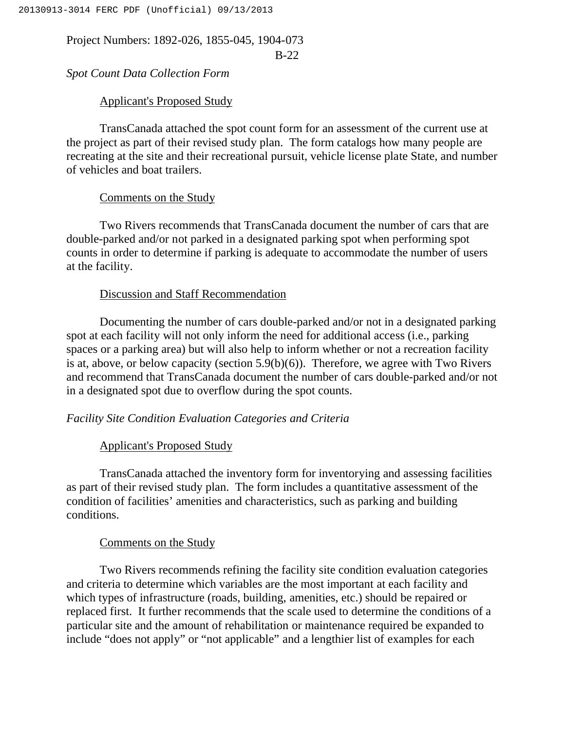*Spot Count Data Collection Form*

Applicant's Proposed Study

TransCanada attached the spot count form for an assessment of the current use at the project as part of their revised study plan. The form catalogs how many people are recreating at the site and their recreational pursuit, vehicle license plate State, and number of vehicles and boat trailers.

Comments on the Study

Two Rivers recommends that TransCanada document the number of cars that are double-parked and/or not parked in a designated parking spot when performing spot counts in order to determine if parking is adequate to accommodate the number of users at the facility.

Discussion and Staff Recommendation

Documenting the number of cars double-parked and/or not in a designated parking spot at each facility will not only inform the need for additional access (i.e., parking spaces or a parking area) but will also help to inform whether or not a recreation facility is at, above, or below capacity (section 5.9(b)(6)). Therefore, we agree with Two Rivers and recommend that TransCanada document the number of cars double-parked and/or not in a designated spot due to overflow during the spot counts.

*Facility Site Condition Evaluation Categories and Criteria*

Applicant's Proposed Study

TransCanada attached the inventory form for inventorying and assessing facilities as part of their revised study plan. The form includes a quantitative assessment of the condition of facilities' amenities and characteristics, such as parking and building conditions.

Comments on the Study

Two Rivers recommends refining the facility site condition evaluation categories and criteria to determine which variables are the most important at each facility and which types of infrastructure (roads, building, amenities, etc.) should be repaired or replaced first. It further recommends that the scale used to determine the conditions of a particular site and the amount of rehabilitation or maintenance required be expanded to include "does not apply" or "not applicable" and a lengthier list of examples for each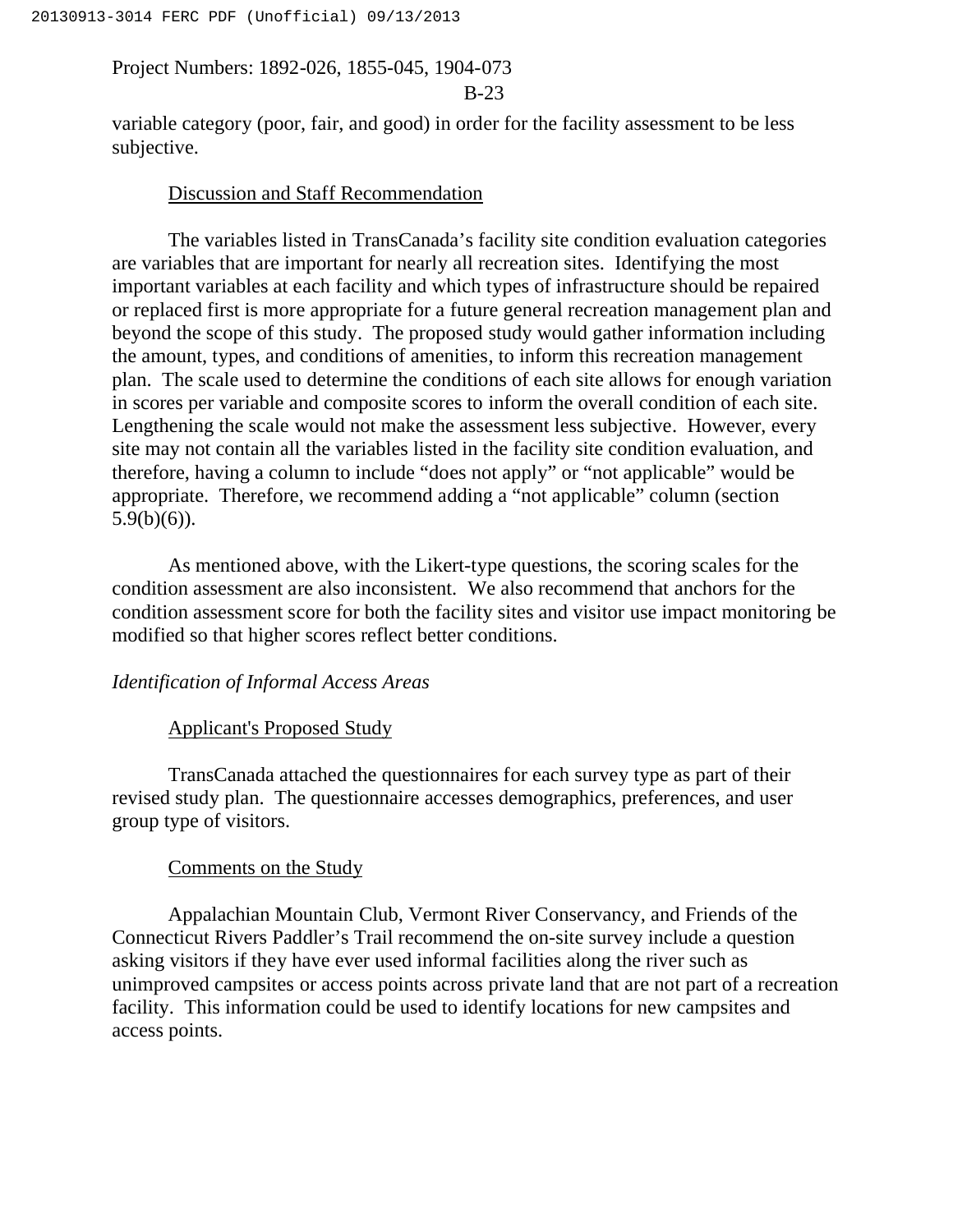variable category (poor, fair, and good) in order for the facility assessment to be less subjective.

<u>Discussion and Staff Recommendation</u>

The variables listed in TransCanada's facility site condition evaluation categories are variables that are important for nearly all recreation sites. Identifying the most important variables at each facility and which types of infrastructure should be repaired or replaced first is more appropriate for a future general recreation management plan and beyond the scope of this study. The proposed study would gather information including the amount, types, and conditions of amenities, to inform this recreation management plan. The scale used to determine the conditions of each site allows for enough variation in scores per variable and composite scores to inform the overall condition of each site. Lengthening the scale would not make the assessment less subjective. However, every site may not contain all the variables listed in the facility site condition evaluation, and therefore, having a column to include "does not apply" or "not applicable" would be appropriate. Therefore, we recommend adding a "not applicable" column (section 5.9(b)(6)).

As mentioned above, with the Likert-type questions, the scoring scales for the condition assessment are also inconsistent. We also recommend that anchors for the condition assessment score for both the facility sites and visitor use impact monitoring be modified so that higher scores reflect better conditions.

*Identification of Informal Access Areas*

<u>Applicant's Proposed Study</u>

TransCanada attached the questionnaires for each survey type as part of their revised study plan. The questionnaire accesses demographics, preferences, and user group type of visitors.

<u>Comments on the Study</u>

Appalachian Mountain Club, Vermont River Conservancy, and Friends of the Connecticut Rivers Paddler's Trail recommend the on-site survey include a question asking visitors if they have ever used informal facilities along the river such as unimproved campsites or access points across private land that are not part of a recreation facility. This information could be used to identify locations for new campsites and access points.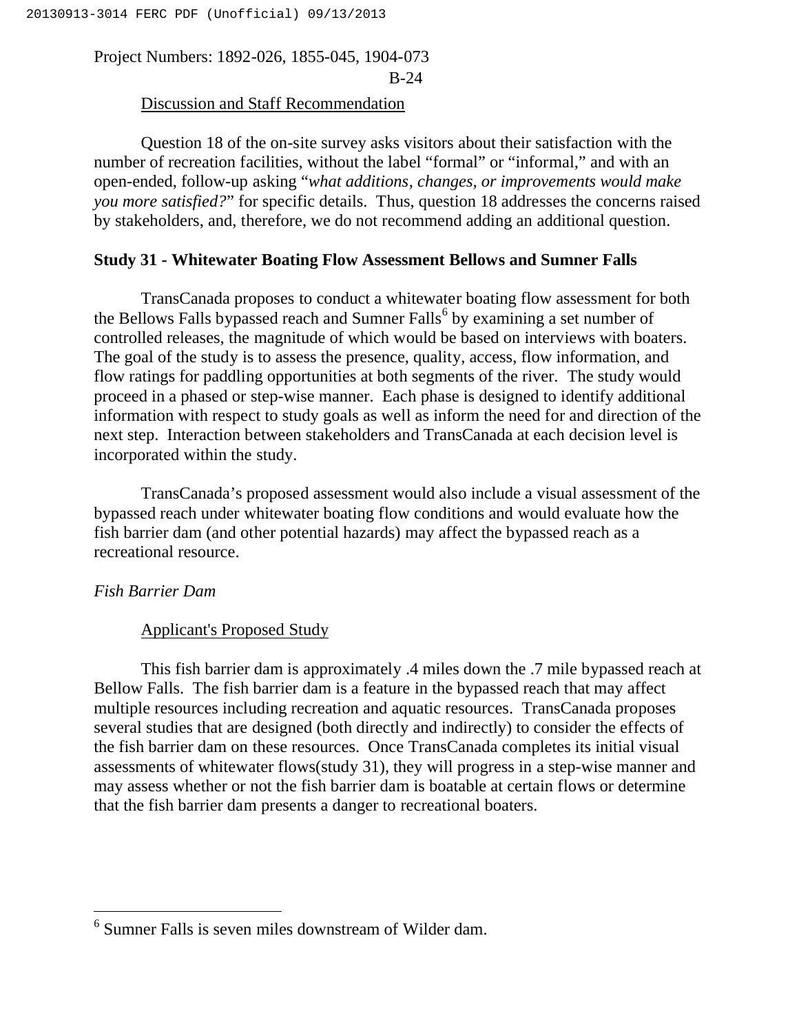Discussion and Staff Recommendation

Question 18 of the on-site survey asks visitors about their satisfaction with the number of recreation facilities, without the label "formal" or "informal," and with an open-ended, follow-up asking "*what additions, changes, or improvements would make you more satisfied?*" for specific details. Thus, question 18 addresses the concerns raised by stakeholders, and, therefore, we do not recommend adding an additional question.

**Study 31 - Whitewater Boating Flow Assessment Bellows and Sumner Falls**

TransCanada proposes to conduct a whitewater boating flow assessment for both the Bellows Falls bypassed reach and Sumner Falls[6] by examining a set number of controlled releases, the magnitude of which would be based on interviews with boaters. The goal of the study is to assess the presence, quality, access, flow information, and flow ratings for paddling opportunities at both segments of the river. The study would proceed in a phased or step-wise manner. Each phase is designed to identify additional information with respect to study goals as well as inform the need for and direction of the next step. Interaction between stakeholders and TransCanada at each decision level is incorporated within the study.

TransCanada's proposed assessment would also include a visual assessment of the bypassed reach under whitewater boating flow conditions and would evaluate how the fish barrier dam (and other potential hazards) may affect the bypassed reach as a recreational resource.

*Fish Barrier Dam*

Applicant's Proposed Study

This fish barrier dam is approximately .4 miles down the .7 mile bypassed reach at Bellow Falls. The fish barrier dam is a feature in the bypassed reach that may affect multiple resources including recreation and aquatic resources. TransCanada proposes several studies that are designed (both directly and indirectly) to consider the effects of the fish barrier dam on these resources. Once TransCanada completes its initial visual assessments of whitewater flows(study 31), they will progress in a step-wise manner and may assess whether or not the fish barrier dam is boatable at certain flows or determine that the fish barrier dam presents a danger to recreational boaters.

[6] Sumner Falls is seven miles downstream of Wilder dam.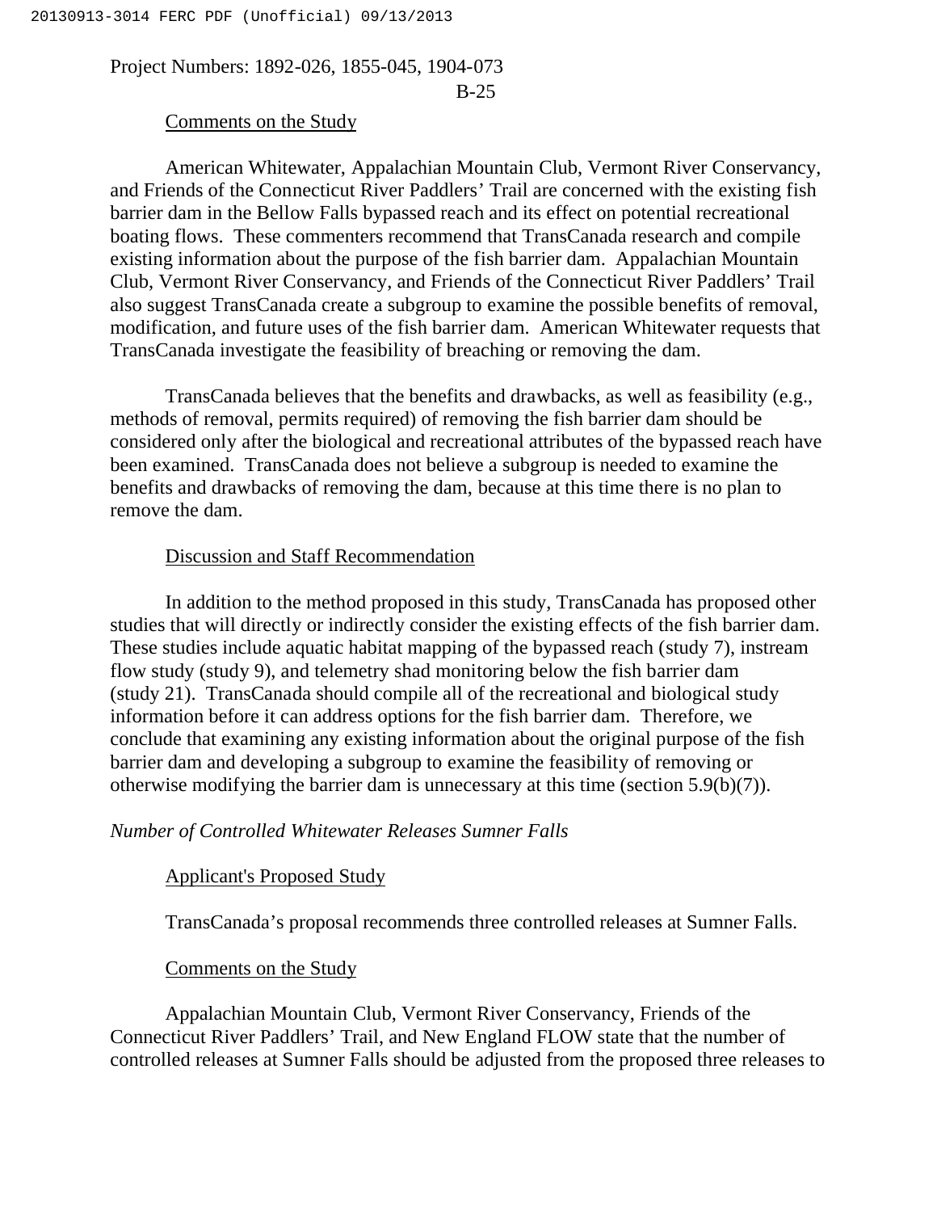Comments on the Study

American Whitewater, Appalachian Mountain Club, Vermont River Conservancy, and Friends of the Connecticut River Paddlers' Trail are concerned with the existing fish barrier dam in the Bellow Falls bypassed reach and its effect on potential recreational boating flows. These commenters recommend that TransCanada research and compile existing information about the purpose of the fish barrier dam. Appalachian Mountain Club, Vermont River Conservancy, and Friends of the Connecticut River Paddlers' Trail also suggest TransCanada create a subgroup to examine the possible benefits of removal, modification, and future uses of the fish barrier dam. American Whitewater requests that TransCanada investigate the feasibility of breaching or removing the dam.

TransCanada believes that the benefits and drawbacks, as well as feasibility (e.g., methods of removal, permits required) of removing the fish barrier dam should be considered only after the biological and recreational attributes of the bypassed reach have been examined. TransCanada does not believe a subgroup is needed to examine the benefits and drawbacks of removing the dam, because at this time there is no plan to remove the dam.

Discussion and Staff Recommendation

In addition to the method proposed in this study, TransCanada has proposed other studies that will directly or indirectly consider the existing effects of the fish barrier dam. These studies include aquatic habitat mapping of the bypassed reach (study 7), instream flow study (study 9), and telemetry shad monitoring below the fish barrier dam (study 21). TransCanada should compile all of the recreational and biological study information before it can address options for the fish barrier dam. Therefore, we conclude that examining any existing information about the original purpose of the fish barrier dam and developing a subgroup to examine the feasibility of removing or otherwise modifying the barrier dam is unnecessary at this time (section 5.9(b)(7)).

*Number of Controlled Whitewater Releases Sumner Falls*

Applicant's Proposed Study

TransCanada's proposal recommends three controlled releases at Sumner Falls.

Comments on the Study

Appalachian Mountain Club, Vermont River Conservancy, Friends of the Connecticut River Paddlers' Trail, and New England FLOW state that the number of controlled releases at Sumner Falls should be adjusted from the proposed three releases to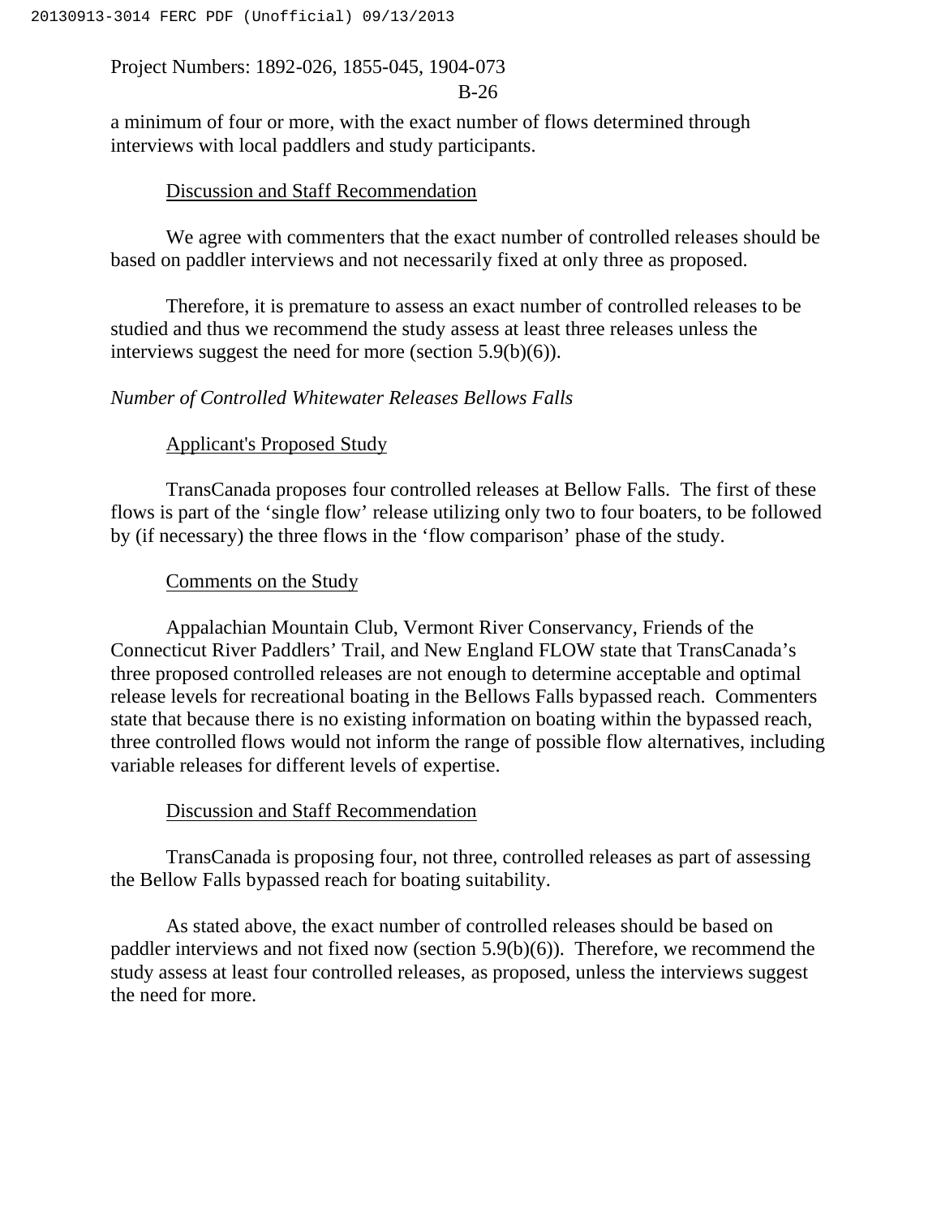a minimum of four or more, with the exact number of flows determined through interviews with local paddlers and study participants.

Discussion and Staff Recommendation

We agree with commenters that the exact number of controlled releases should be based on paddler interviews and not necessarily fixed at only three as proposed.

Therefore, it is premature to assess an exact number of controlled releases to be studied and thus we recommend the study assess at least three releases unless the interviews suggest the need for more (section 5.9(b)(6)).

*Number of Controlled Whitewater Releases Bellows Falls*

Applicant's Proposed Study

TransCanada proposes four controlled releases at Bellow Falls. The first of these flows is part of the 'single flow' release utilizing only two to four boaters, to be followed by (if necessary) the three flows in the 'flow comparison' phase of the study.

Comments on the Study

Appalachian Mountain Club, Vermont River Conservancy, Friends of the Connecticut River Paddlers' Trail, and New England FLOW state that TransCanada's three proposed controlled releases are not enough to determine acceptable and optimal release levels for recreational boating in the Bellows Falls bypassed reach. Commenters state that because there is no existing information on boating within the bypassed reach, three controlled flows would not inform the range of possible flow alternatives, including variable releases for different levels of expertise.

Discussion and Staff Recommendation

TransCanada is proposing four, not three, controlled releases as part of assessing the Bellow Falls bypassed reach for boating suitability.

As stated above, the exact number of controlled releases should be based on paddler interviews and not fixed now (section 5.9(b)(6)). Therefore, we recommend the study assess at least four controlled releases, as proposed, unless the interviews suggest the need for more.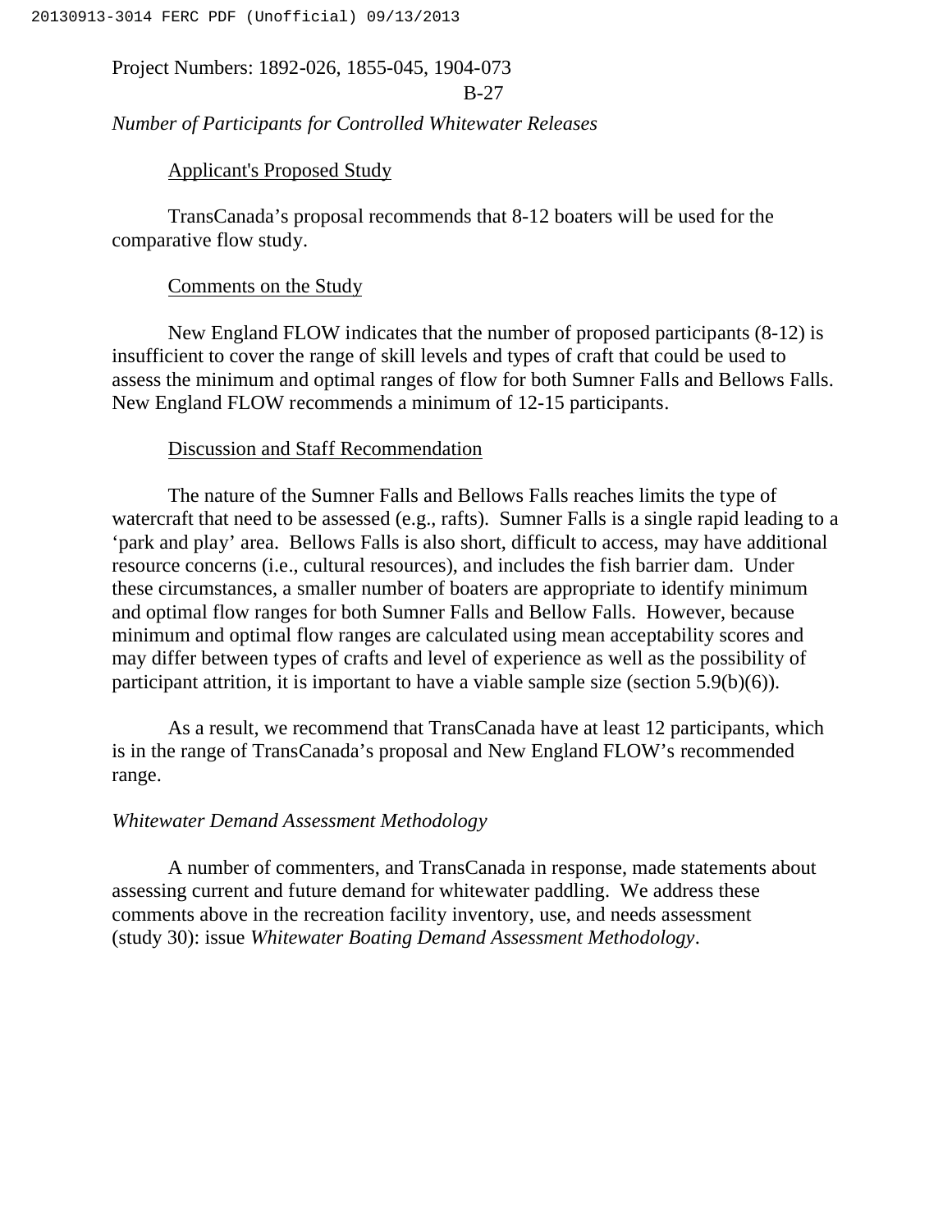*Number of Participants for Controlled Whitewater Releases*

Applicant's Proposed Study

TransCanada's proposal recommends that 8-12 boaters will be used for the comparative flow study.

Comments on the Study

New England FLOW indicates that the number of proposed participants (8-12) is insufficient to cover the range of skill levels and types of craft that could be used to assess the minimum and optimal ranges of flow for both Sumner Falls and Bellows Falls. New England FLOW recommends a minimum of 12-15 participants.

Discussion and Staff Recommendation

The nature of the Sumner Falls and Bellows Falls reaches limits the type of watercraft that need to be assessed (e.g., rafts). Sumner Falls is a single rapid leading to a 'park and play' area. Bellows Falls is also short, difficult to access, may have additional resource concerns (i.e., cultural resources), and includes the fish barrier dam. Under these circumstances, a smaller number of boaters are appropriate to identify minimum and optimal flow ranges for both Sumner Falls and Bellow Falls. However, because minimum and optimal flow ranges are calculated using mean acceptability scores and may differ between types of crafts and level of experience as well as the possibility of participant attrition, it is important to have a viable sample size (section 5.9(b)(6)).

As a result, we recommend that TransCanada have at least 12 participants, which is in the range of TransCanada's proposal and New England FLOW's recommended range.

*Whitewater Demand Assessment Methodology*

A number of commenters, and TransCanada in response, made statements about assessing current and future demand for whitewater paddling. We address these comments above in the recreation facility inventory, use, and needs assessment (study 30): issue *Whitewater Boating Demand Assessment Methodology*.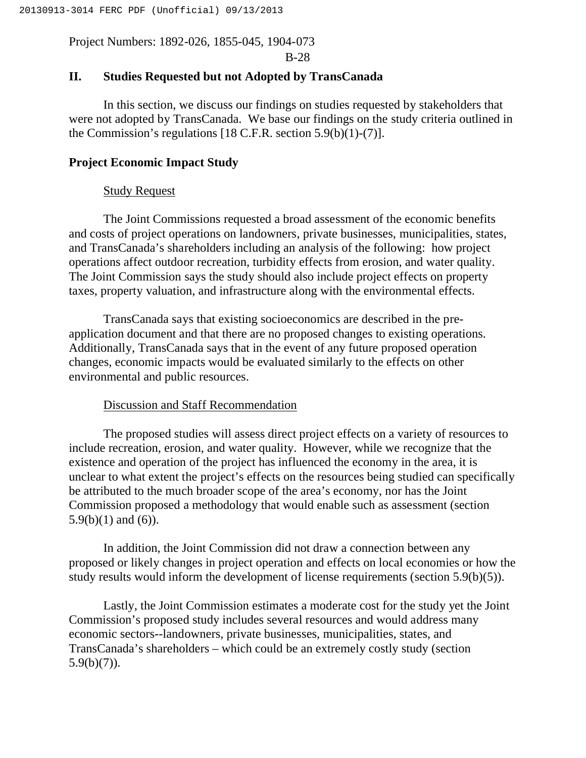## II. Studies Requested but not Adopted by TransCanada

In this section, we discuss our findings on studies requested by stakeholders that were not adopted by TransCanada. We base our findings on the study criteria outlined in the Commission's regulations [18 C.F.R. section 5.9(b)(1)-(7)].

### Project Economic Impact Study

#### Study Request

The Joint Commissions requested a broad assessment of the economic benefits and costs of project operations on landowners, private businesses, municipalities, states, and TransCanada's shareholders including an analysis of the following: how project operations affect outdoor recreation, turbidity effects from erosion, and water quality. The Joint Commission says the study should also include project effects on property taxes, property valuation, and infrastructure along with the environmental effects.

TransCanada says that existing socioeconomics are described in the pre-application document and that there are no proposed changes to existing operations. Additionally, TransCanada says that in the event of any future proposed operation changes, economic impacts would be evaluated similarly to the effects on other environmental and public resources.

#### Discussion and Staff Recommendation

The proposed studies will assess direct project effects on a variety of resources to include recreation, erosion, and water quality. However, while we recognize that the existence and operation of the project has influenced the economy in the area, it is unclear to what extent the project's effects on the resources being studied can specifically be attributed to the much broader scope of the area's economy, nor has the Joint Commission proposed a methodology that would enable such as assessment (section 5.9(b)(1) and (6)).

In addition, the Joint Commission did not draw a connection between any proposed or likely changes in project operation and effects on local economies or how the study results would inform the development of license requirements (section 5.9(b)(5)).

Lastly, the Joint Commission estimates a moderate cost for the study yet the Joint Commission's proposed study includes several resources and would address many economic sectors--landowners, private businesses, municipalities, states, and TransCanada's shareholders – which could be an extremely costly study (section 5.9(b)(7)).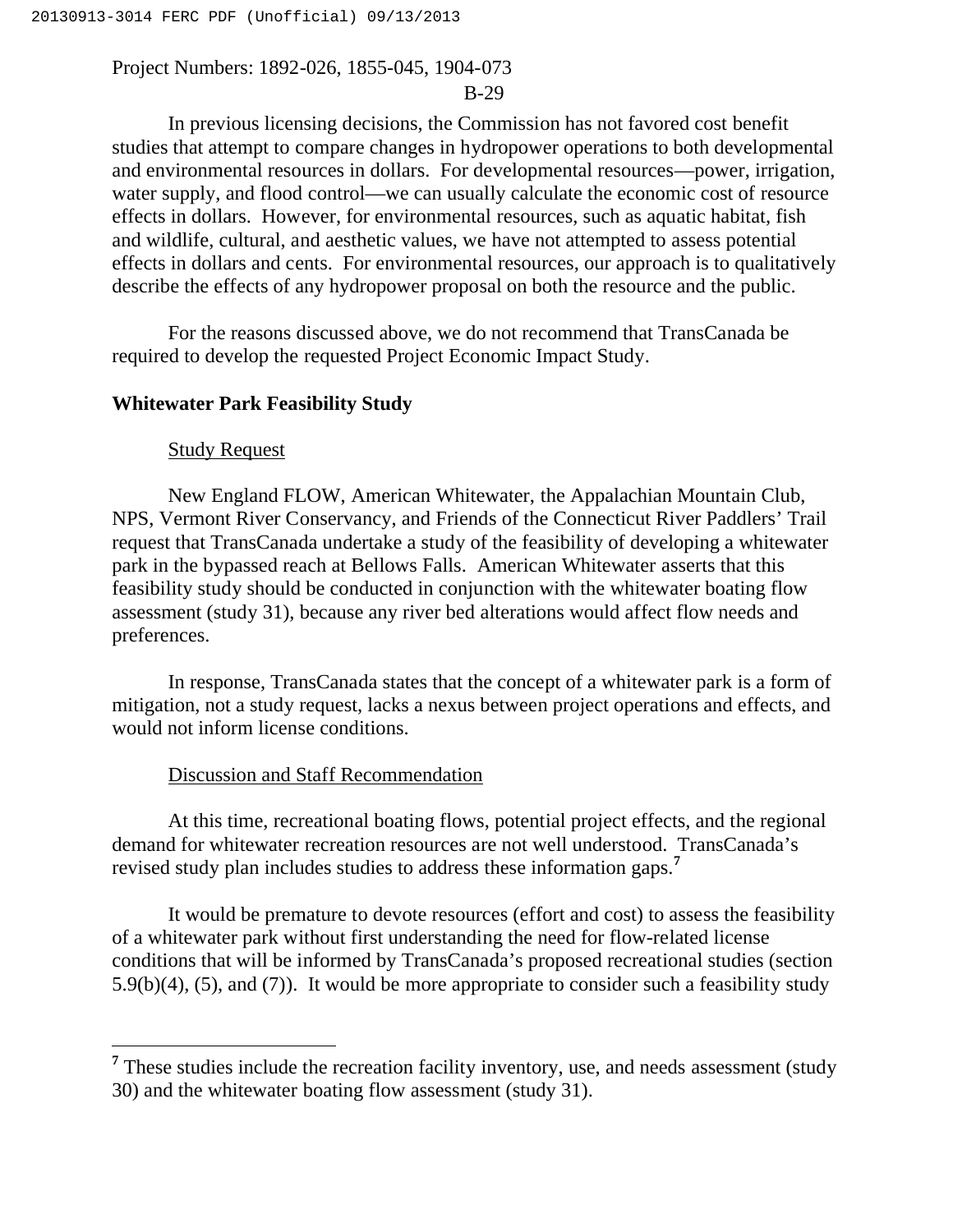In previous licensing decisions, the Commission has not favored cost benefit studies that attempt to compare changes in hydropower operations to both developmental and environmental resources in dollars. For developmental resources—power, irrigation, water supply, and flood control—we can usually calculate the economic cost of resource effects in dollars. However, for environmental resources, such as aquatic habitat, fish and wildlife, cultural, and aesthetic values, we have not attempted to assess potential effects in dollars and cents. For environmental resources, our approach is to qualitatively describe the effects of any hydropower proposal on both the resource and the public.

For the reasons discussed above, we do not recommend that TransCanada be required to develop the requested Project Economic Impact Study.

**Whitewater Park Feasibility Study**

Study Request

New England FLOW, American Whitewater, the Appalachian Mountain Club, NPS, Vermont River Conservancy, and Friends of the Connecticut River Paddlers' Trail request that TransCanada undertake a study of the feasibility of developing a whitewater park in the bypassed reach at Bellows Falls. American Whitewater asserts that this feasibility study should be conducted in conjunction with the whitewater boating flow assessment (study 31), because any river bed alterations would affect flow needs and preferences.

In response, TransCanada states that the concept of a whitewater park is a form of mitigation, not a study request, lacks a nexus between project operations and effects, and would not inform license conditions.

Discussion and Staff Recommendation

At this time, recreational boating flows, potential project effects, and the regional demand for whitewater recreation resources are not well understood. TransCanada's revised study plan includes studies to address these information gaps.[7]

It would be premature to devote resources (effort and cost) to assess the feasibility of a whitewater park without first understanding the need for flow-related license conditions that will be informed by TransCanada's proposed recreational studies (section 5.9(b)(4), (5), and (7)). It would be more appropriate to consider such a feasibility study

[7] These studies include the recreation facility inventory, use, and needs assessment (study 30) and the whitewater boating flow assessment (study 31).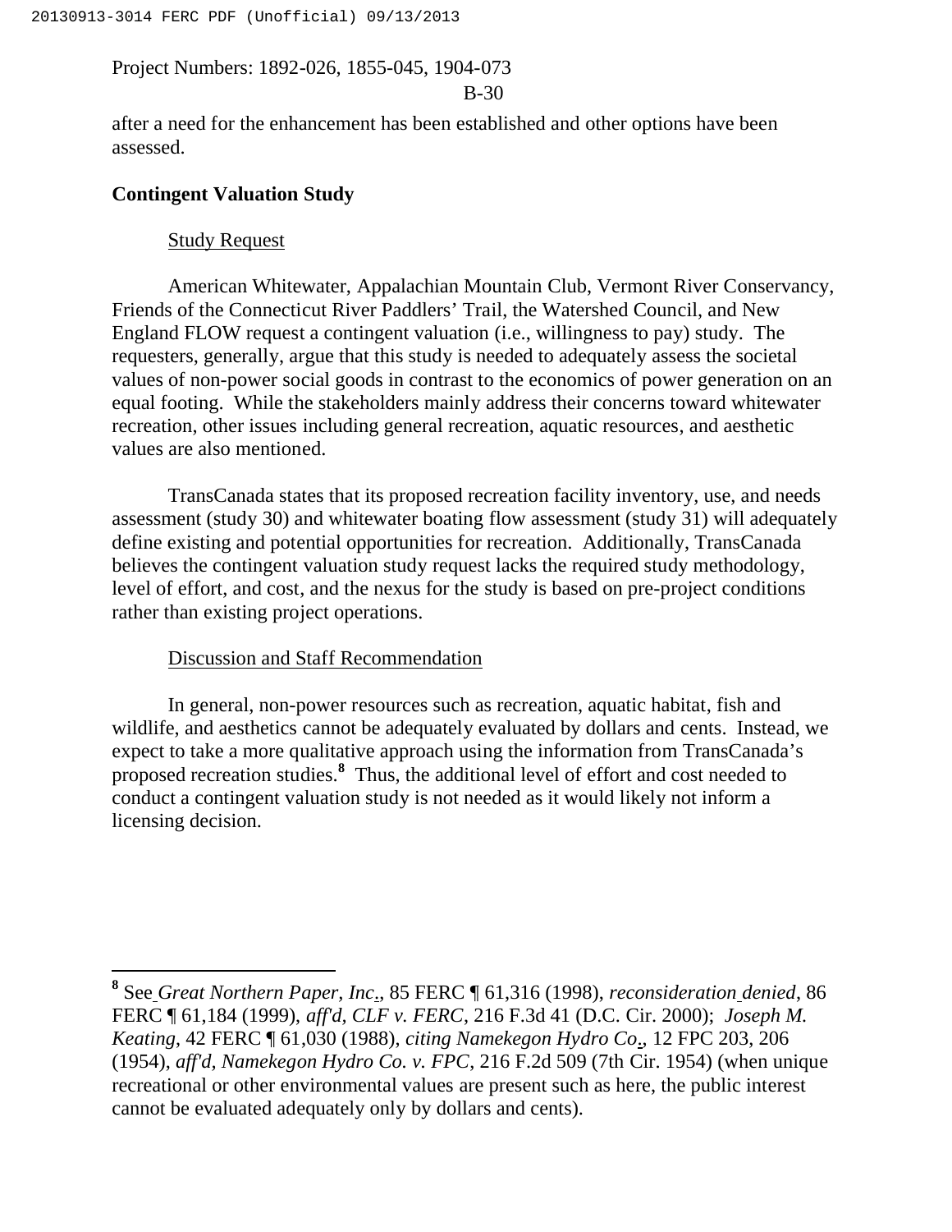after a need for the enhancement has been established and other options have been assessed.

**Contingent Valuation Study**

Study Request

American Whitewater, Appalachian Mountain Club, Vermont River Conservancy, Friends of the Connecticut River Paddlers' Trail, the Watershed Council, and New England FLOW request a contingent valuation (i.e., willingness to pay) study. The requesters, generally, argue that this study is needed to adequately assess the societal values of non-power social goods in contrast to the economics of power generation on an equal footing. While the stakeholders mainly address their concerns toward whitewater recreation, other issues including general recreation, aquatic resources, and aesthetic values are also mentioned.

TransCanada states that its proposed recreation facility inventory, use, and needs assessment (study 30) and whitewater boating flow assessment (study 31) will adequately define existing and potential opportunities for recreation. Additionally, TransCanada believes the contingent valuation study request lacks the required study methodology, level of effort, and cost, and the nexus for the study is based on pre-project conditions rather than existing project operations.

Discussion and Staff Recommendation

In general, non-power resources such as recreation, aquatic habitat, fish and wildlife, and aesthetics cannot be adequately evaluated by dollars and cents. Instead, we expect to take a more qualitative approach using the information from TransCanada's proposed recreation studies.[8] Thus, the additional level of effort and cost needed to conduct a contingent valuation study is not needed as it would likely not inform a licensing decision.

---

[8] See *Great Northern Paper, Inc.*, 85 FERC ¶ 61,316 (1998), *reconsideration denied*, 86 FERC ¶ 61,184 (1999), *aff'd, CLF v. FERC*, 216 F.3d 41 (D.C. Cir. 2000); *Joseph M. Keating*, 42 FERC ¶ 61,030 (1988), *citing Namekegon Hydro Co.*, 12 FPC 203, 206 (1954), *aff'd, Namekegon Hydro Co. v. FPC*, 216 F.2d 509 (7th Cir. 1954) (when unique recreational or other environmental values are present such as here, the public interest cannot be evaluated adequately only by dollars and cents).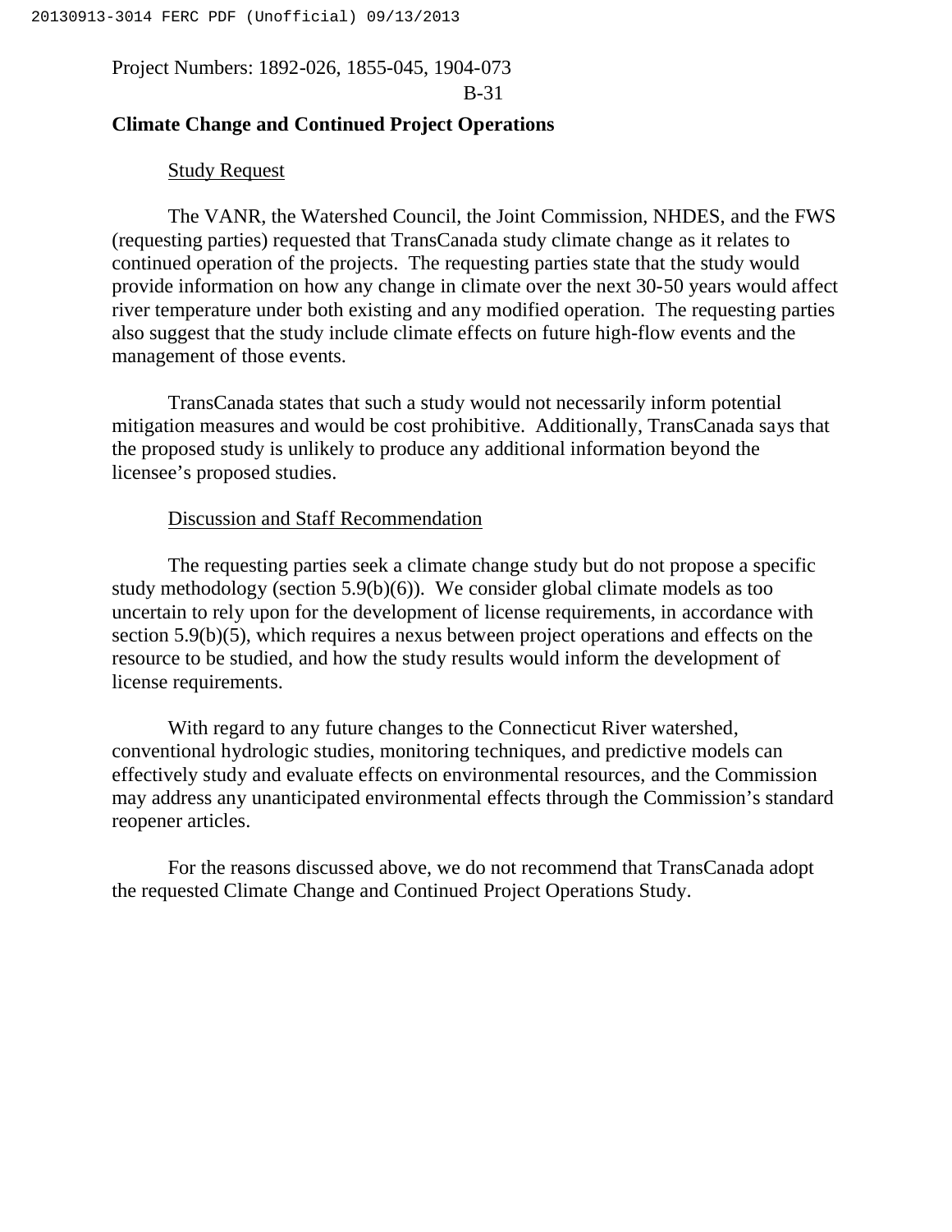## Climate Change and Continued Project Operations

### Study Request

The VANR, the Watershed Council, the Joint Commission, NHDES, and the FWS (requesting parties) requested that TransCanada study climate change as it relates to continued operation of the projects. The requesting parties state that the study would provide information on how any change in climate over the next 30-50 years would affect river temperature under both existing and any modified operation. The requesting parties also suggest that the study include climate effects on future high-flow events and the management of those events.

TransCanada states that such a study would not necessarily inform potential mitigation measures and would be cost prohibitive. Additionally, TransCanada says that the proposed study is unlikely to produce any additional information beyond the licensee's proposed studies.

### Discussion and Staff Recommendation

The requesting parties seek a climate change study but do not propose a specific study methodology (section 5.9(b)(6)). We consider global climate models as too uncertain to rely upon for the development of license requirements, in accordance with section 5.9(b)(5), which requires a nexus between project operations and effects on the resource to be studied, and how the study results would inform the development of license requirements.

With regard to any future changes to the Connecticut River watershed, conventional hydrologic studies, monitoring techniques, and predictive models can effectively study and evaluate effects on environmental resources, and the Commission may address any unanticipated environmental effects through the Commission's standard reopener articles.

For the reasons discussed above, we do not recommend that TransCanada adopt the requested Climate Change and Continued Project Operations Study.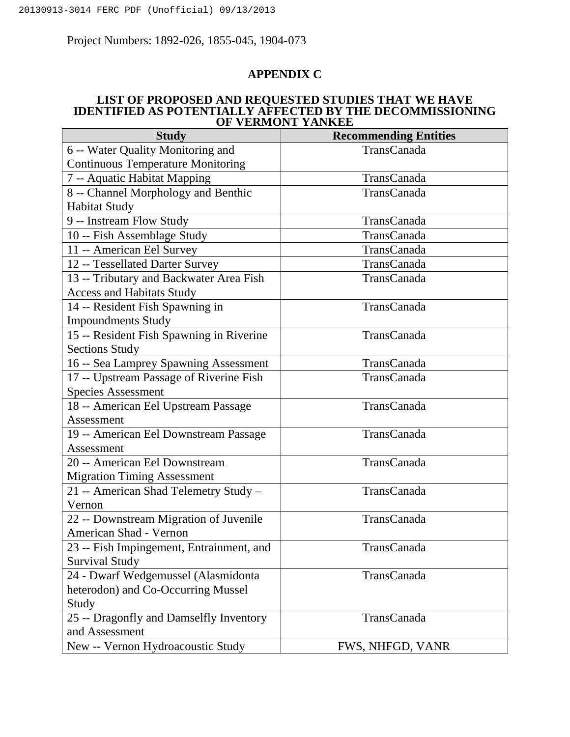Project Numbers: 1892-026, 1855-045, 1904-073

## APPENDIX C

### LIST OF PROPOSED AND REQUESTED STUDIES THAT WE HAVE IDENTIFIED AS POTENTIALLY AFFECTED BY THE DECOMMISSIONING OF VERMONT YANKEE

| Study | Recommending Entities |
|---|---|
| 6 -- Water Quality Monitoring and Continuous Temperature Monitoring | TransCanada |
| 7 -- Aquatic Habitat Mapping | TransCanada |
| 8 -- Channel Morphology and Benthic Habitat Study | TransCanada |
| 9 -- Instream Flow Study | TransCanada |
| 10 -- Fish Assemblage Study | TransCanada |
| 11 -- American Eel Survey | TransCanada |
| 12 -- Tessellated Darter Survey | TransCanada |
| 13 -- Tributary and Backwater Area Fish Access and Habitats Study | TransCanada |
| 14 -- Resident Fish Spawning in Impoundments Study | TransCanada |
| 15 -- Resident Fish Spawning in Riverine Sections Study | TransCanada |
| 16 -- Sea Lamprey Spawning Assessment | TransCanada |
| 17 -- Upstream Passage of Riverine Fish Species Assessment | TransCanada |
| 18 -- American Eel Upstream Passage Assessment | TransCanada |
| 19 -- American Eel Downstream Passage Assessment | TransCanada |
| 20 -- American Eel Downstream Migration Timing Assessment | TransCanada |
| 21 -- American Shad Telemetry Study – Vernon | TransCanada |
| 22 -- Downstream Migration of Juvenile American Shad - Vernon | TransCanada |
| 23 -- Fish Impingement, Entrainment, and Survival Study | TransCanada |
| 24 - Dwarf Wedgemussel (Alasmidonta heterodon) and Co-Occurring Mussel Study | TransCanada |
| 25 -- Dragonfly and Damselfly Inventory and Assessment | TransCanada |
| New -- Vernon Hydroacoustic Study | FWS, NHFGD, VANR |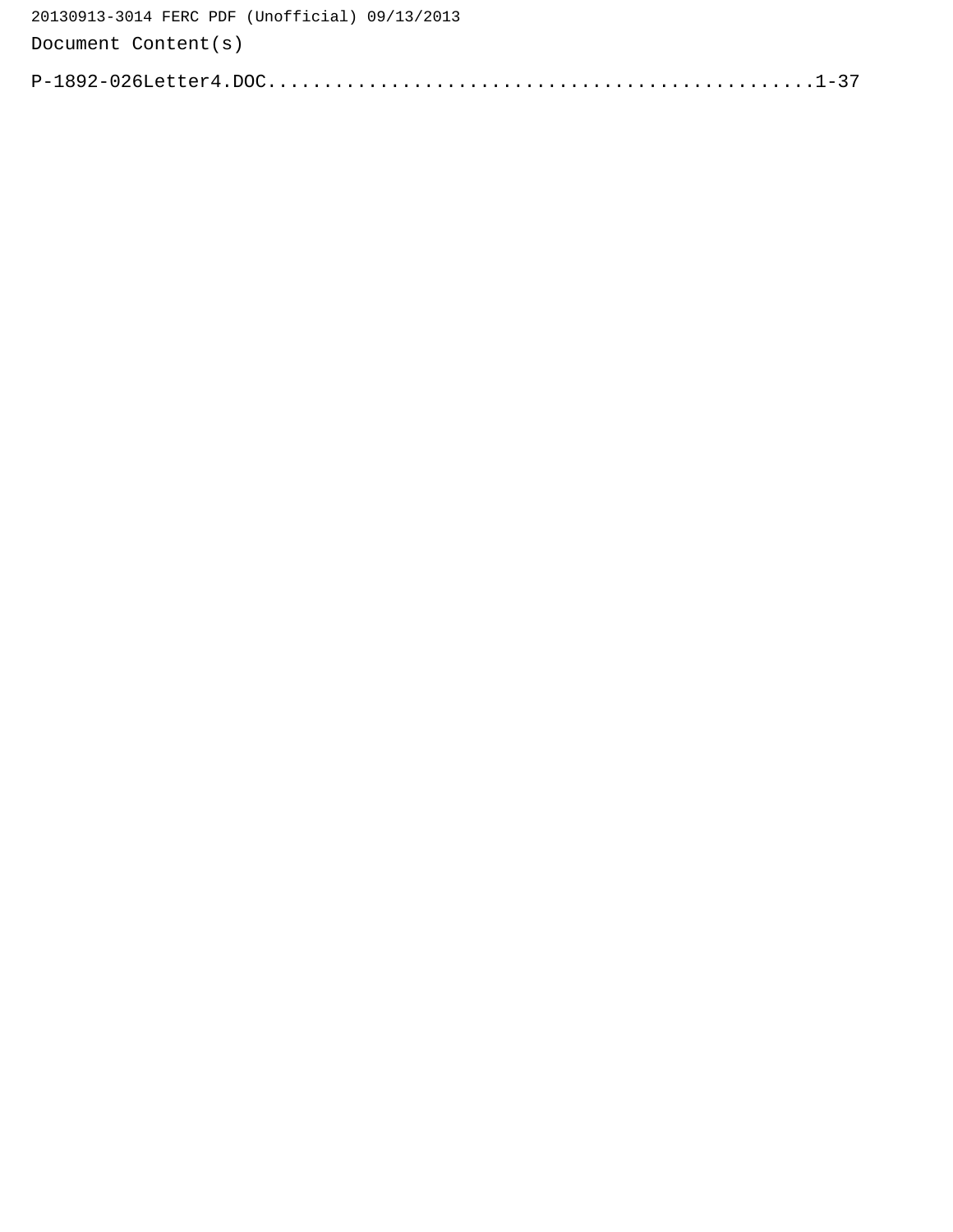20130913-3014 FERC PDF (Unofficial) 09/13/2013

Document Content(s)

P-1892-026Letter4.DOC...............................................1-37